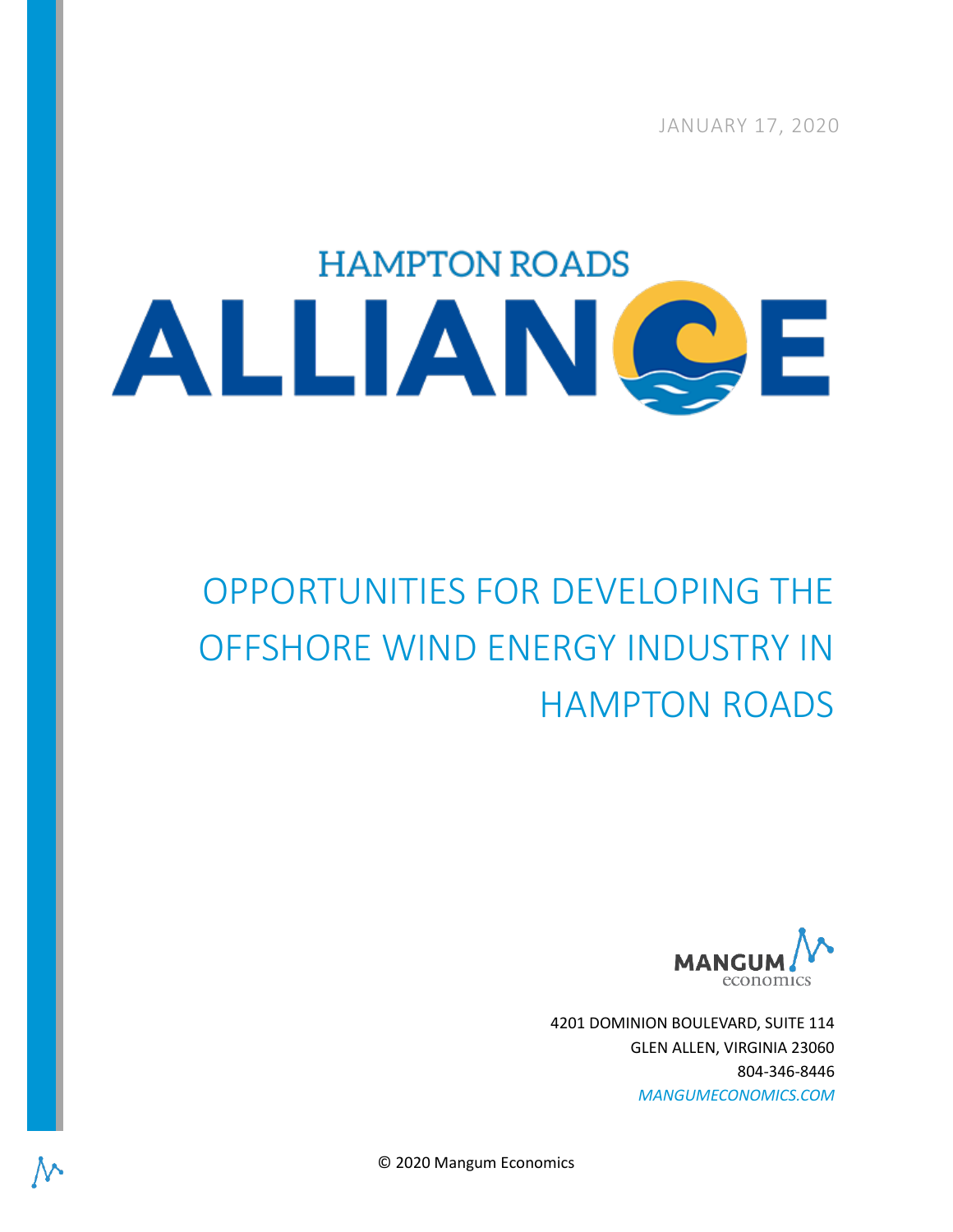JANUARY 17, 2020

HAMPTON ROADS ALLIANCE

# OPPORTUNITIES FOR DEVELOPING THE OFFSHORE WIND ENERGY INDUSTRY IN HAMPTON ROADS

MANGUM economics

4201 DOMINION BOULEVARD, SUITE 114
GLEN ALLEN, VIRGINIA 23060
804-346-8446
*MANGUMECONOMICS.COM*

© 2020 Mangum Economics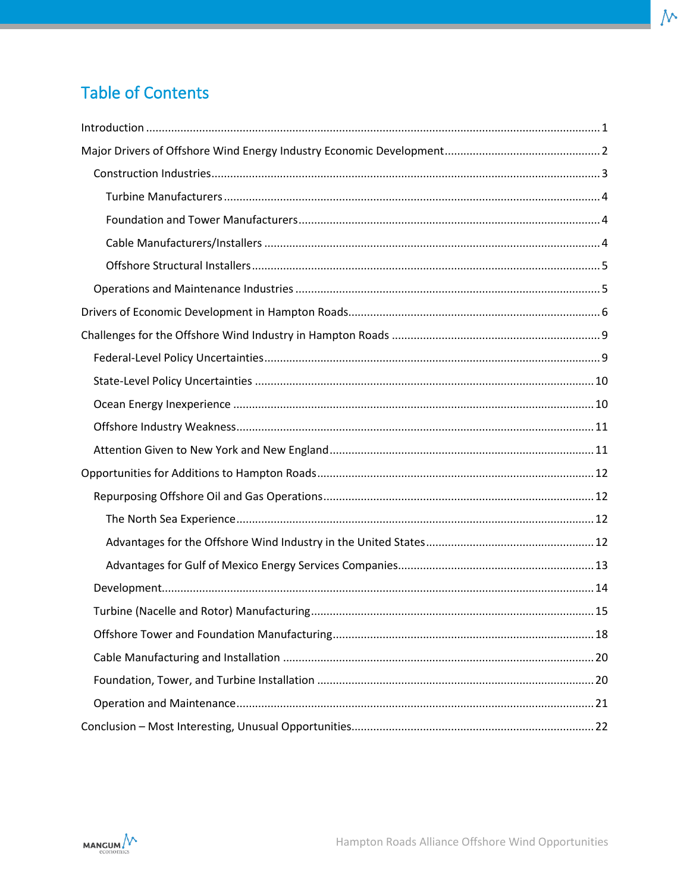# Table of Contents

- Introduction ... 1
- Major Drivers of Offshore Wind Energy Industry Economic Development ... 2
  - Construction Industries ... 3
    - Turbine Manufacturers ... 4
    - Foundation and Tower Manufacturers ... 4
    - Cable Manufacturers/Installers ... 4
    - Offshore Structural Installers ... 5
  - Operations and Maintenance Industries ... 5
- Drivers of Economic Development in Hampton Roads ... 6
- Challenges for the Offshore Wind Industry in Hampton Roads ... 9
  - Federal-Level Policy Uncertainties ... 9
  - State-Level Policy Uncertainties ... 10
  - Ocean Energy Inexperience ... 10
  - Offshore Industry Weakness ... 11
  - Attention Given to New York and New England ... 11
- Opportunities for Additions to Hampton Roads ... 12
  - Repurposing Offshore Oil and Gas Operations ... 12
    - The North Sea Experience ... 12
    - Advantages for the Offshore Wind Industry in the United States ... 12
    - Advantages for Gulf of Mexico Energy Services Companies ... 13
  - Development ... 14
  - Turbine (Nacelle and Rotor) Manufacturing ... 15
  - Offshore Tower and Foundation Manufacturing ... 18
  - Cable Manufacturing and Installation ... 20
  - Foundation, Tower, and Turbine Installation ... 20
  - Operation and Maintenance ... 21
- Conclusion – Most Interesting, Unusual Opportunities ... 22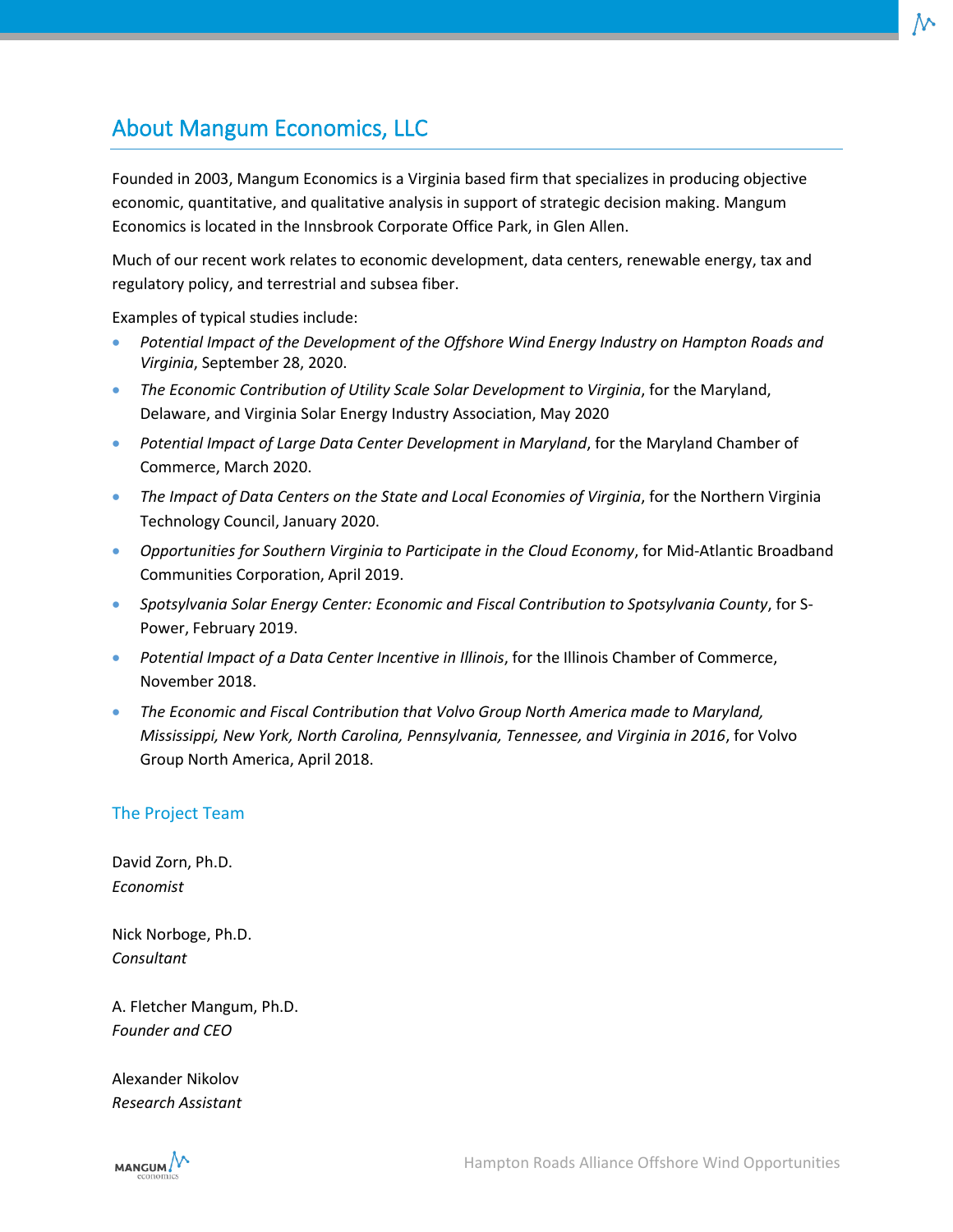# About Mangum Economics, LLC

Founded in 2003, Mangum Economics is a Virginia based firm that specializes in producing objective economic, quantitative, and qualitative analysis in support of strategic decision making. Mangum Economics is located in the Innsbrook Corporate Office Park, in Glen Allen.

Much of our recent work relates to economic development, data centers, renewable energy, tax and regulatory policy, and terrestrial and subsea fiber.

Examples of typical studies include:

- *Potential Impact of the Development of the Offshore Wind Energy Industry on Hampton Roads and Virginia*, September 28, 2020.
- *The Economic Contribution of Utility Scale Solar Development to Virginia*, for the Maryland, Delaware, and Virginia Solar Energy Industry Association, May 2020
- *Potential Impact of Large Data Center Development in Maryland*, for the Maryland Chamber of Commerce, March 2020.
- *The Impact of Data Centers on the State and Local Economies of Virginia*, for the Northern Virginia Technology Council, January 2020.
- *Opportunities for Southern Virginia to Participate in the Cloud Economy*, for Mid-Atlantic Broadband Communities Corporation, April 2019.
- *Spotsylvania Solar Energy Center: Economic and Fiscal Contribution to Spotsylvania County*, for S-Power, February 2019.
- *Potential Impact of a Data Center Incentive in Illinois*, for the Illinois Chamber of Commerce, November 2018.
- *The Economic and Fiscal Contribution that Volvo Group North America made to Maryland, Mississippi, New York, North Carolina, Pennsylvania, Tennessee, and Virginia in 2016*, for Volvo Group North America, April 2018.

## The Project Team

David Zorn, Ph.D.
*Economist*

Nick Norboge, Ph.D.
*Consultant*

A. Fletcher Mangum, Ph.D.
*Founder and CEO*

Alexander Nikolov
*Research Assistant*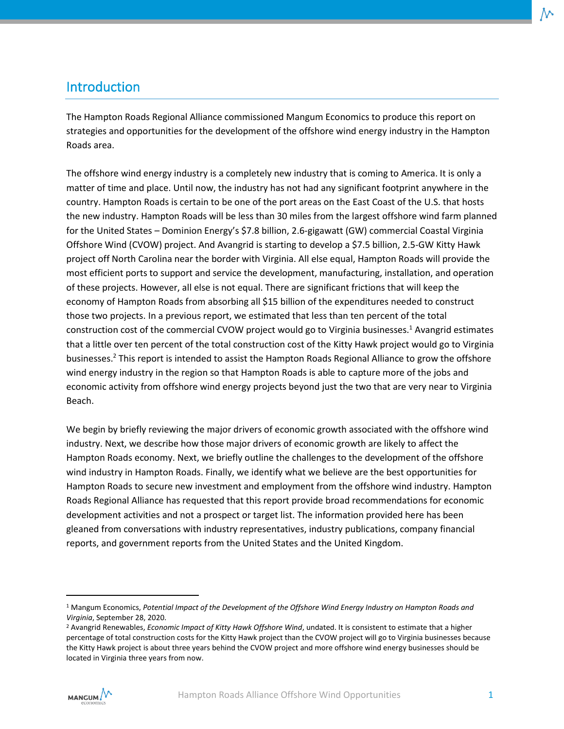## Introduction

The Hampton Roads Regional Alliance commissioned Mangum Economics to produce this report on strategies and opportunities for the development of the offshore wind energy industry in the Hampton Roads area.

The offshore wind energy industry is a completely new industry that is coming to America. It is only a matter of time and place. Until now, the industry has not had any significant footprint anywhere in the country. Hampton Roads is certain to be one of the port areas on the East Coast of the U.S. that hosts the new industry. Hampton Roads will be less than 30 miles from the largest offshore wind farm planned for the United States – Dominion Energy's $7.8 billion, 2.6-gigawatt (GW) commercial Coastal Virginia Offshore Wind (CVOW) project. And Avangrid is starting to develop a $7.5 billion, 2.5-GW Kitty Hawk project off North Carolina near the border with Virginia. All else equal, Hampton Roads will provide the most efficient ports to support and service the development, manufacturing, installation, and operation of these projects. However, all else is not equal. There are significant frictions that will keep the economy of Hampton Roads from absorbing all $15 billion of the expenditures needed to construct those two projects. In a previous report, we estimated that less than ten percent of the total construction cost of the commercial CVOW project would go to Virginia businesses.[1] Avangrid estimates that a little over ten percent of the total construction cost of the Kitty Hawk project would go to Virginia businesses.[2] This report is intended to assist the Hampton Roads Regional Alliance to grow the offshore wind energy industry in the region so that Hampton Roads is able to capture more of the jobs and economic activity from offshore wind energy projects beyond just the two that are very near to Virginia Beach.

We begin by briefly reviewing the major drivers of economic growth associated with the offshore wind industry. Next, we describe how those major drivers of economic growth are likely to affect the Hampton Roads economy. Next, we briefly outline the challenges to the development of the offshore wind industry in Hampton Roads. Finally, we identify what we believe are the best opportunities for Hampton Roads to secure new investment and employment from the offshore wind industry. Hampton Roads Regional Alliance has requested that this report provide broad recommendations for economic development activities and not a prospect or target list. The information provided here has been gleaned from conversations with industry representatives, industry publications, company financial reports, and government reports from the United States and the United Kingdom.

---

[1] Mangum Economics, *Potential Impact of the Development of the Offshore Wind Energy Industry on Hampton Roads and Virginia*, September 28, 2020.

[2] Avangrid Renewables, *Economic Impact of Kitty Hawk Offshore Wind*, undated. It is consistent to estimate that a higher percentage of total construction costs for the Kitty Hawk project than the CVOW project will go to Virginia businesses because the Kitty Hawk project is about three years behind the CVOW project and more offshore wind energy businesses should be located in Virginia three years from now.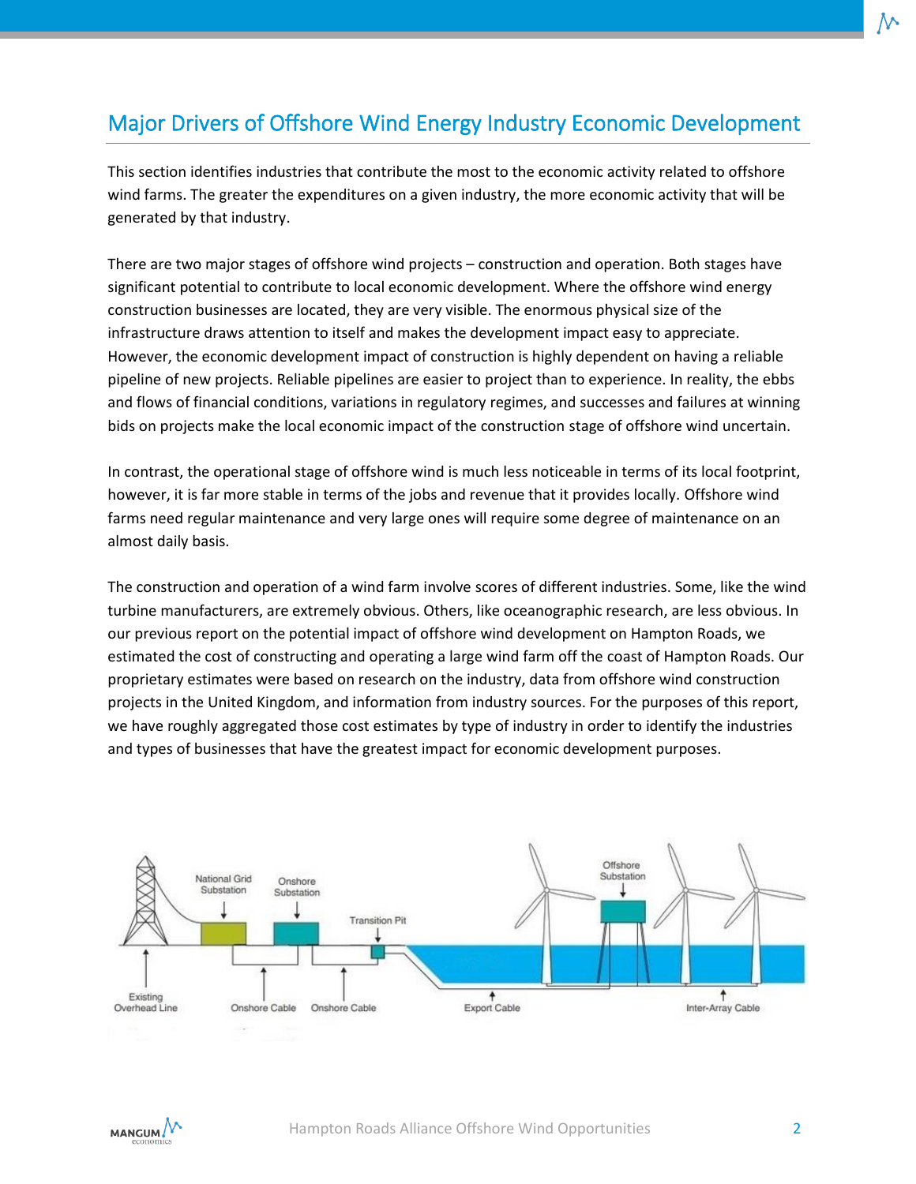## Major Drivers of Offshore Wind Energy Industry Economic Development

This section identifies industries that contribute the most to the economic activity related to offshore wind farms. The greater the expenditures on a given industry, the more economic activity that will be generated by that industry.

There are two major stages of offshore wind projects – construction and operation. Both stages have significant potential to contribute to local economic development. Where the offshore wind energy construction businesses are located, they are very visible. The enormous physical size of the infrastructure draws attention to itself and makes the development impact easy to appreciate. However, the economic development impact of construction is highly dependent on having a reliable pipeline of new projects. Reliable pipelines are easier to project than to experience. In reality, the ebbs and flows of financial conditions, variations in regulatory regimes, and successes and failures at winning bids on projects make the local economic impact of the construction stage of offshore wind uncertain.

In contrast, the operational stage of offshore wind is much less noticeable in terms of its local footprint, however, it is far more stable in terms of the jobs and revenue that it provides locally. Offshore wind farms need regular maintenance and very large ones will require some degree of maintenance on an almost daily basis.

The construction and operation of a wind farm involve scores of different industries. Some, like the wind turbine manufacturers, are extremely obvious. Others, like oceanographic research, are less obvious. In our previous report on the potential impact of offshore wind development on Hampton Roads, we estimated the cost of constructing and operating a large wind farm off the coast of Hampton Roads. Our proprietary estimates were based on research on the industry, data from offshore wind construction projects in the United Kingdom, and information from industry sources. For the purposes of this report, we have roughly aggregated those cost estimates by type of industry in order to identify the industries and types of businesses that have the greatest impact for economic development purposes.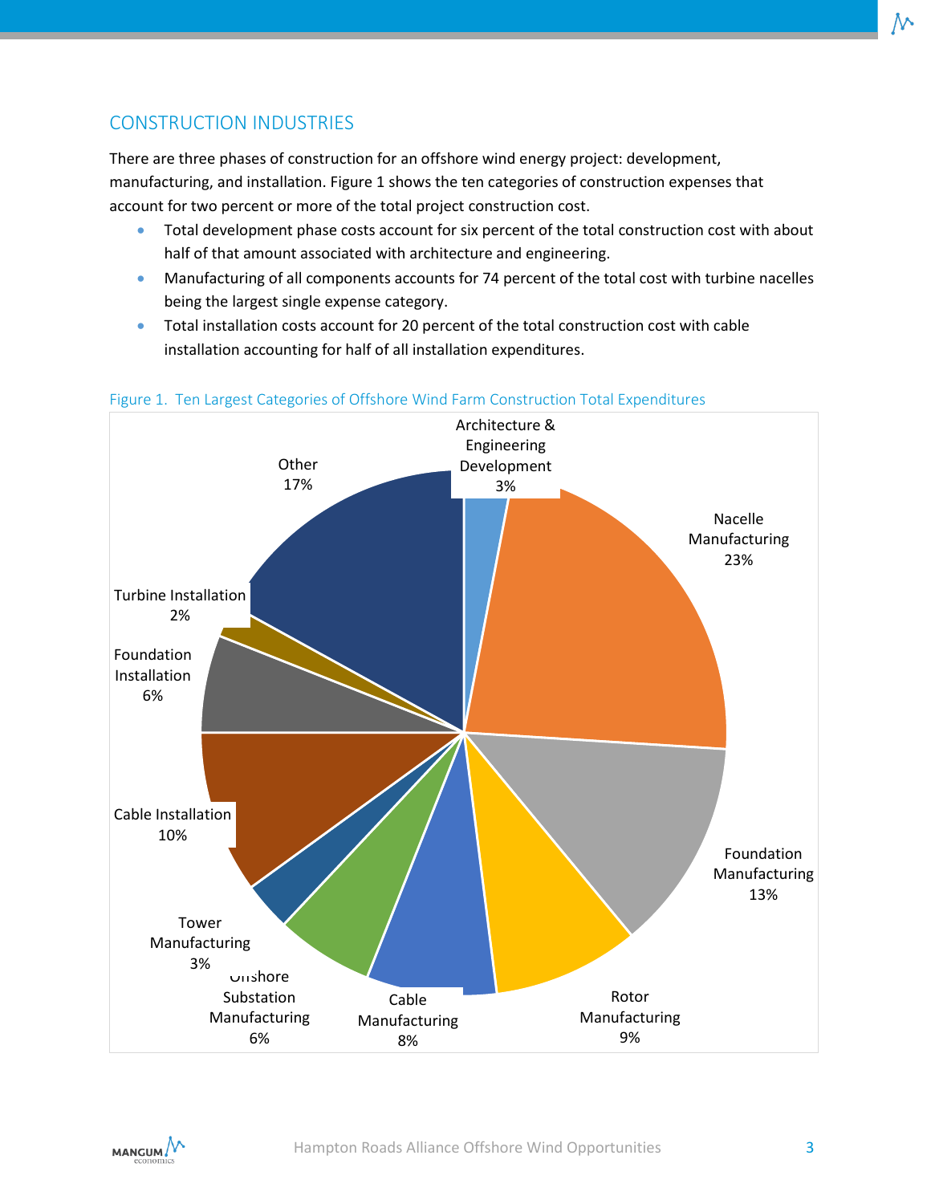## CONSTRUCTION INDUSTRIES

There are three phases of construction for an offshore wind energy project: development, manufacturing, and installation. Figure 1 shows the ten categories of construction expenses that account for two percent or more of the total project construction cost.

- Total development phase costs account for six percent of the total construction cost with about half of that amount associated with architecture and engineering.
- Manufacturing of all components accounts for 74 percent of the total cost with turbine nacelles being the largest single expense category.
- Total installation costs account for 20 percent of the total construction cost with cable installation accounting for half of all installation expenditures.

Figure 1. Ten Largest Categories of Offshore Wind Farm Construction Total Expenditures

| Category | Share |
|---|---|
| Architecture & Engineering Development | 3% |
| Nacelle Manufacturing | 23% |
| Foundation Manufacturing | 13% |
| Rotor Manufacturing | 9% |
| Cable Manufacturing | 8% |
| Offshore Substation Manufacturing | 6% |
| Tower Manufacturing | 3% |
| Cable Installation | 10% |
| Foundation Installation | 6% |
| Turbine Installation | 2% |
| Other | 17% |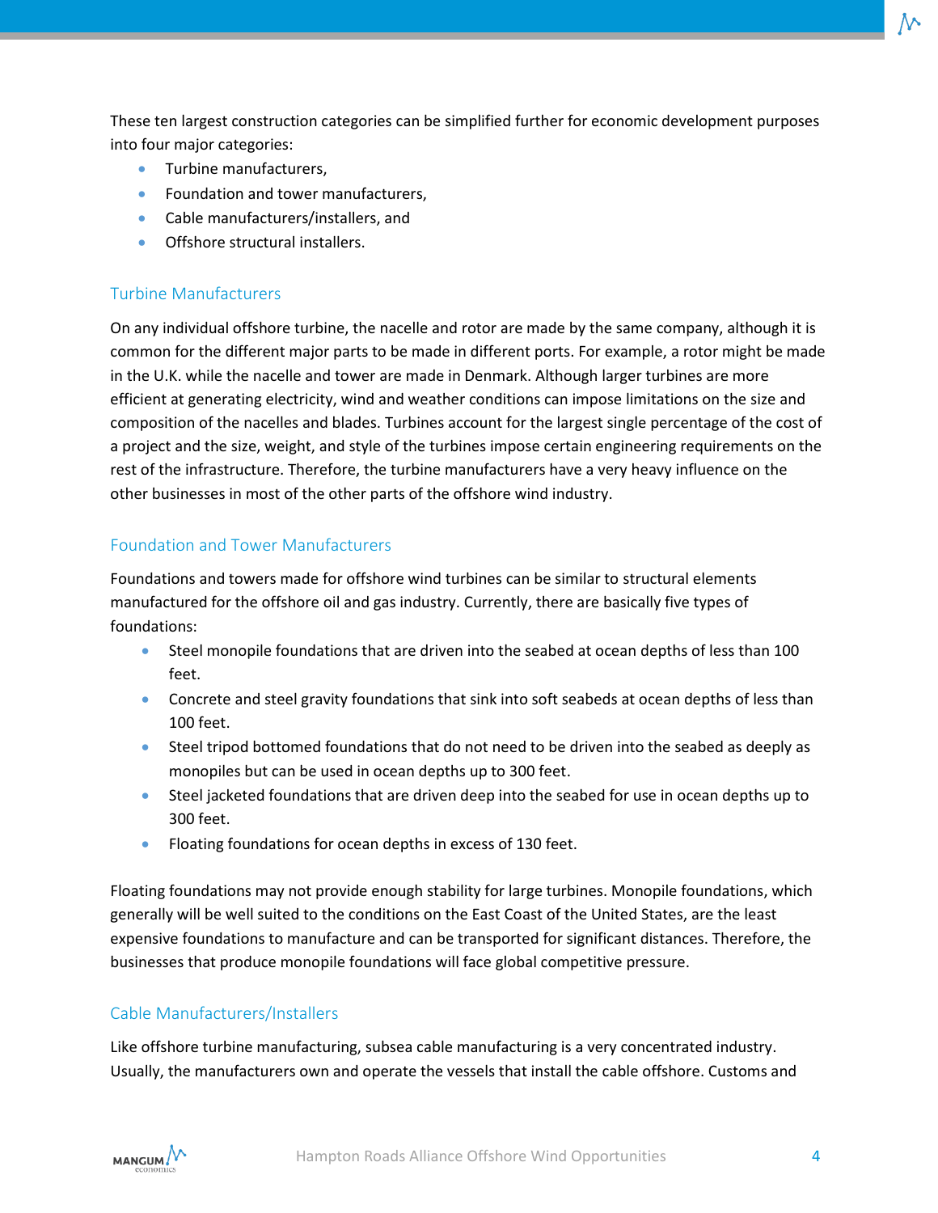These ten largest construction categories can be simplified further for economic development purposes into four major categories:

- Turbine manufacturers,
- Foundation and tower manufacturers,
- Cable manufacturers/installers, and
- Offshore structural installers.

### Turbine Manufacturers

On any individual offshore turbine, the nacelle and rotor are made by the same company, although it is common for the different major parts to be made in different ports. For example, a rotor might be made in the U.K. while the nacelle and tower are made in Denmark. Although larger turbines are more efficient at generating electricity, wind and weather conditions can impose limitations on the size and composition of the nacelles and blades. Turbines account for the largest single percentage of the cost of a project and the size, weight, and style of the turbines impose certain engineering requirements on the rest of the infrastructure. Therefore, the turbine manufacturers have a very heavy influence on the other businesses in most of the other parts of the offshore wind industry.

### Foundation and Tower Manufacturers

Foundations and towers made for offshore wind turbines can be similar to structural elements manufactured for the offshore oil and gas industry. Currently, there are basically five types of foundations:

- Steel monopile foundations that are driven into the seabed at ocean depths of less than 100 feet.
- Concrete and steel gravity foundations that sink into soft seabeds at ocean depths of less than 100 feet.
- Steel tripod bottomed foundations that do not need to be driven into the seabed as deeply as monopiles but can be used in ocean depths up to 300 feet.
- Steel jacketed foundations that are driven deep into the seabed for use in ocean depths up to 300 feet.
- Floating foundations for ocean depths in excess of 130 feet.

Floating foundations may not provide enough stability for large turbines. Monopile foundations, which generally will be well suited to the conditions on the East Coast of the United States, are the least expensive foundations to manufacture and can be transported for significant distances. Therefore, the businesses that produce monopile foundations will face global competitive pressure.

### Cable Manufacturers/Installers

Like offshore turbine manufacturing, subsea cable manufacturing is a very concentrated industry. Usually, the manufacturers own and operate the vessels that install the cable offshore. Customs and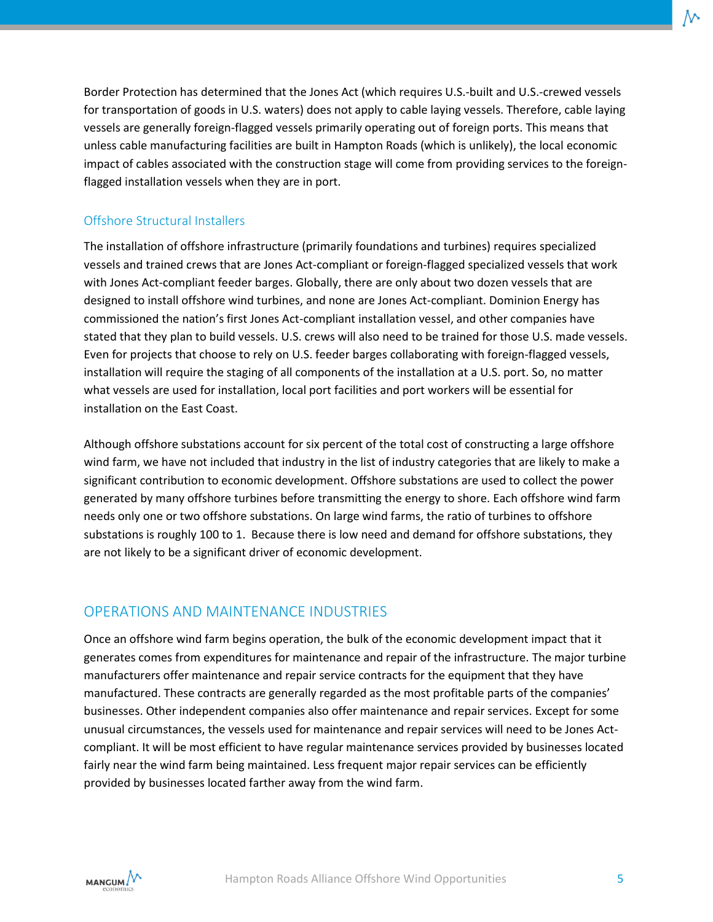Border Protection has determined that the Jones Act (which requires U.S.-built and U.S.-crewed vessels for transportation of goods in U.S. waters) does not apply to cable laying vessels. Therefore, cable laying vessels are generally foreign-flagged vessels primarily operating out of foreign ports. This means that unless cable manufacturing facilities are built in Hampton Roads (which is unlikely), the local economic impact of cables associated with the construction stage will come from providing services to the foreign-flagged installation vessels when they are in port.

### Offshore Structural Installers

The installation of offshore infrastructure (primarily foundations and turbines) requires specialized vessels and trained crews that are Jones Act-compliant or foreign-flagged specialized vessels that work with Jones Act-compliant feeder barges. Globally, there are only about two dozen vessels that are designed to install offshore wind turbines, and none are Jones Act-compliant. Dominion Energy has commissioned the nation's first Jones Act-compliant installation vessel, and other companies have stated that they plan to build vessels. U.S. crews will also need to be trained for those U.S. made vessels. Even for projects that choose to rely on U.S. feeder barges collaborating with foreign-flagged vessels, installation will require the staging of all components of the installation at a U.S. port. So, no matter what vessels are used for installation, local port facilities and port workers will be essential for installation on the East Coast.

Although offshore substations account for six percent of the total cost of constructing a large offshore wind farm, we have not included that industry in the list of industry categories that are likely to make a significant contribution to economic development. Offshore substations are used to collect the power generated by many offshore turbines before transmitting the energy to shore. Each offshore wind farm needs only one or two offshore substations. On large wind farms, the ratio of turbines to offshore substations is roughly 100 to 1. Because there is low need and demand for offshore substations, they are not likely to be a significant driver of economic development.

## OPERATIONS AND MAINTENANCE INDUSTRIES

Once an offshore wind farm begins operation, the bulk of the economic development impact that it generates comes from expenditures for maintenance and repair of the infrastructure. The major turbine manufacturers offer maintenance and repair service contracts for the equipment that they have manufactured. These contracts are generally regarded as the most profitable parts of the companies' businesses. Other independent companies also offer maintenance and repair services. Except for some unusual circumstances, the vessels used for maintenance and repair services will need to be Jones Act-compliant. It will be most efficient to have regular maintenance services provided by businesses located fairly near the wind farm being maintained. Less frequent major repair services can be efficiently provided by businesses located farther away from the wind farm.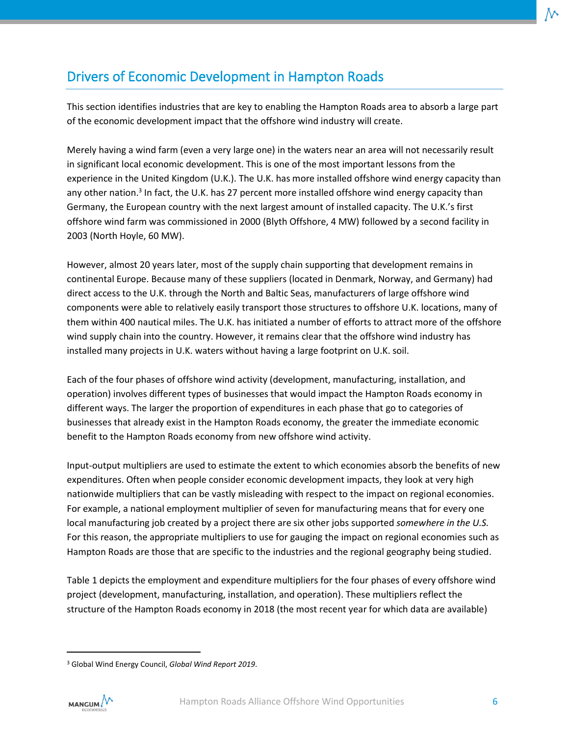## Drivers of Economic Development in Hampton Roads

This section identifies industries that are key to enabling the Hampton Roads area to absorb a large part of the economic development impact that the offshore wind industry will create.

Merely having a wind farm (even a very large one) in the waters near an area will not necessarily result in significant local economic development. This is one of the most important lessons from the experience in the United Kingdom (U.K.). The U.K. has more installed offshore wind energy capacity than any other nation.[3] In fact, the U.K. has 27 percent more installed offshore wind energy capacity than Germany, the European country with the next largest amount of installed capacity. The U.K.'s first offshore wind farm was commissioned in 2000 (Blyth Offshore, 4 MW) followed by a second facility in 2003 (North Hoyle, 60 MW).

However, almost 20 years later, most of the supply chain supporting that development remains in continental Europe. Because many of these suppliers (located in Denmark, Norway, and Germany) had direct access to the U.K. through the North and Baltic Seas, manufacturers of large offshore wind components were able to relatively easily transport those structures to offshore U.K. locations, many of them within 400 nautical miles. The U.K. has initiated a number of efforts to attract more of the offshore wind supply chain into the country. However, it remains clear that the offshore wind industry has installed many projects in U.K. waters without having a large footprint on U.K. soil.

Each of the four phases of offshore wind activity (development, manufacturing, installation, and operation) involves different types of businesses that would impact the Hampton Roads economy in different ways. The larger the proportion of expenditures in each phase that go to categories of businesses that already exist in the Hampton Roads economy, the greater the immediate economic benefit to the Hampton Roads economy from new offshore wind activity.

Input-output multipliers are used to estimate the extent to which economies absorb the benefits of new expenditures. Often when people consider economic development impacts, they look at very high nationwide multipliers that can be vastly misleading with respect to the impact on regional economies. For example, a national employment multiplier of seven for manufacturing means that for every one local manufacturing job created by a project there are six other jobs supported *somewhere in the U.S.* For this reason, the appropriate multipliers to use for gauging the impact on regional economies such as Hampton Roads are those that are specific to the industries and the regional geography being studied.

Table 1 depicts the employment and expenditure multipliers for the four phases of every offshore wind project (development, manufacturing, installation, and operation). These multipliers reflect the structure of the Hampton Roads economy in 2018 (the most recent year for which data are available)

---

[3] Global Wind Energy Council, *Global Wind Report 2019*.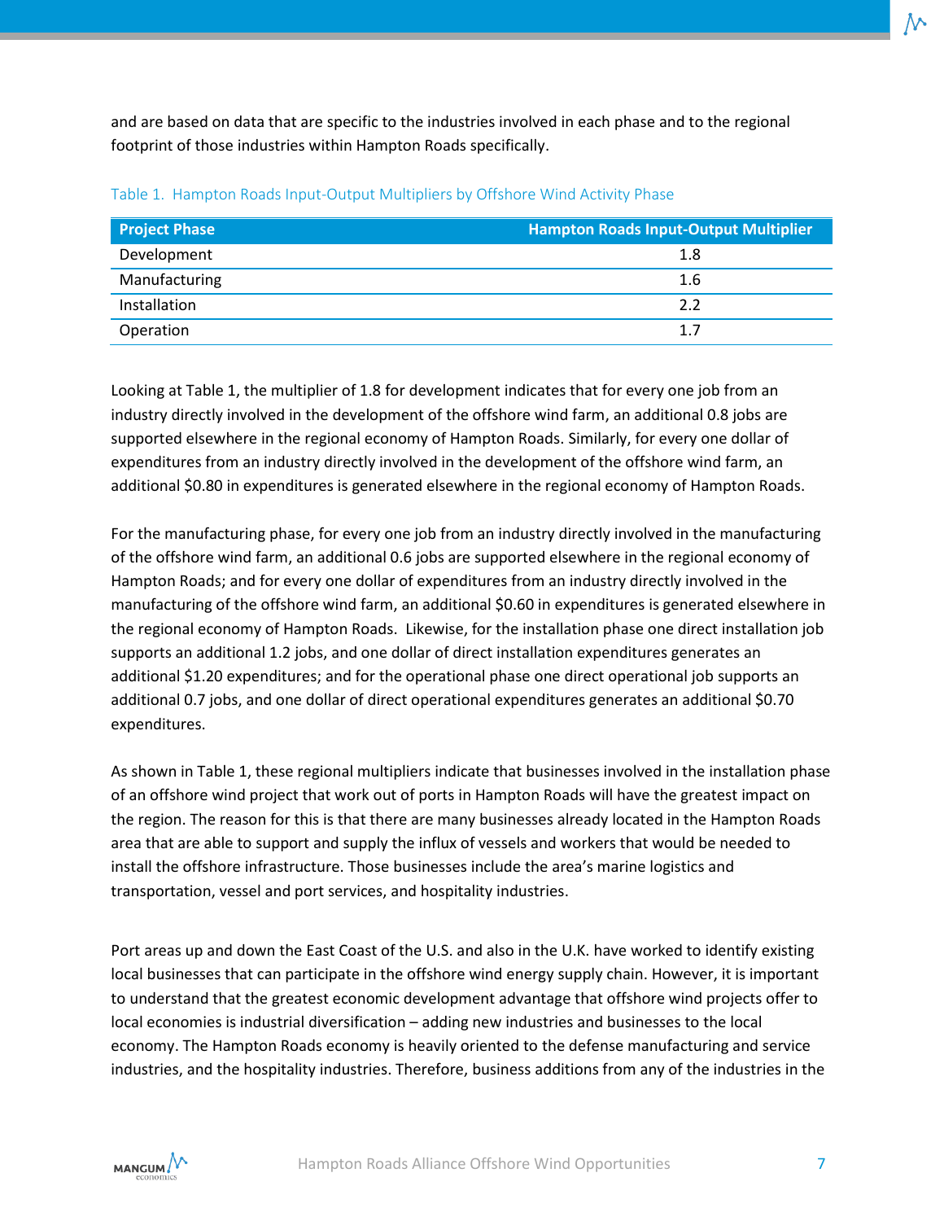and are based on data that are specific to the industries involved in each phase and to the regional footprint of those industries within Hampton Roads specifically.

Table 1. Hampton Roads Input-Output Multipliers by Offshore Wind Activity Phase

| Project Phase | Hampton Roads Input-Output Multiplier |
| --- | --- |
| Development | 1.8 |
| Manufacturing | 1.6 |
| Installation | 2.2 |
| Operation | 1.7 |

Looking at Table 1, the multiplier of 1.8 for development indicates that for every one job from an industry directly involved in the development of the offshore wind farm, an additional 0.8 jobs are supported elsewhere in the regional economy of Hampton Roads. Similarly, for every one dollar of expenditures from an industry directly involved in the development of the offshore wind farm, an additional $0.80 in expenditures is generated elsewhere in the regional economy of Hampton Roads.

For the manufacturing phase, for every one job from an industry directly involved in the manufacturing of the offshore wind farm, an additional 0.6 jobs are supported elsewhere in the regional economy of Hampton Roads; and for every one dollar of expenditures from an industry directly involved in the manufacturing of the offshore wind farm, an additional $0.60 in expenditures is generated elsewhere in the regional economy of Hampton Roads. Likewise, for the installation phase one direct installation job supports an additional 1.2 jobs, and one dollar of direct installation expenditures generates an additional $1.20 expenditures; and for the operational phase one direct operational job supports an additional 0.7 jobs, and one dollar of direct operational expenditures generates an additional $0.70 expenditures.

As shown in Table 1, these regional multipliers indicate that businesses involved in the installation phase of an offshore wind project that work out of ports in Hampton Roads will have the greatest impact on the region. The reason for this is that there are many businesses already located in the Hampton Roads area that are able to support and supply the influx of vessels and workers that would be needed to install the offshore infrastructure. Those businesses include the area's marine logistics and transportation, vessel and port services, and hospitality industries.

Port areas up and down the East Coast of the U.S. and also in the U.K. have worked to identify existing local businesses that can participate in the offshore wind energy supply chain. However, it is important to understand that the greatest economic development advantage that offshore wind projects offer to local economies is industrial diversification – adding new industries and businesses to the local economy. The Hampton Roads economy is heavily oriented to the defense manufacturing and service industries, and the hospitality industries. Therefore, business additions from any of the industries in the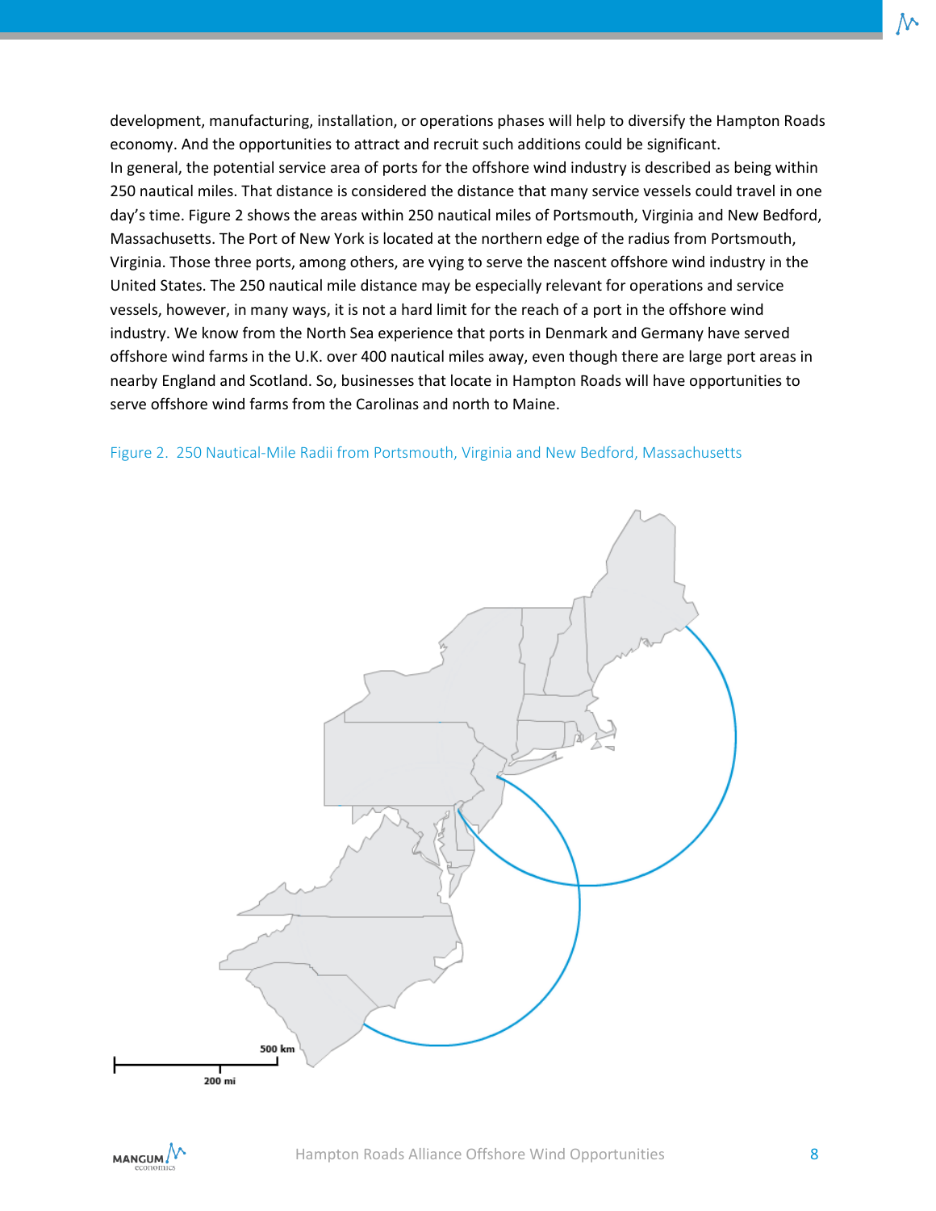development, manufacturing, installation, or operations phases will help to diversify the Hampton Roads economy. And the opportunities to attract and recruit such additions could be significant.

In general, the potential service area of ports for the offshore wind industry is described as being within 250 nautical miles. That distance is considered the distance that many service vessels could travel in one day's time. Figure 2 shows the areas within 250 nautical miles of Portsmouth, Virginia and New Bedford, Massachusetts. The Port of New York is located at the northern edge of the radius from Portsmouth, Virginia. Those three ports, among others, are vying to serve the nascent offshore wind industry in the United States. The 250 nautical mile distance may be especially relevant for operations and service vessels, however, in many ways, it is not a hard limit for the reach of a port in the offshore wind industry. We know from the North Sea experience that ports in Denmark and Germany have served offshore wind farms in the U.K. over 400 nautical miles away, even though there are large port areas in nearby England and Scotland. So, businesses that locate in Hampton Roads will have opportunities to serve offshore wind farms from the Carolinas and north to Maine.

Figure 2. 250 Nautical-Mile Radii from Portsmouth, Virginia and New Bedford, Massachusetts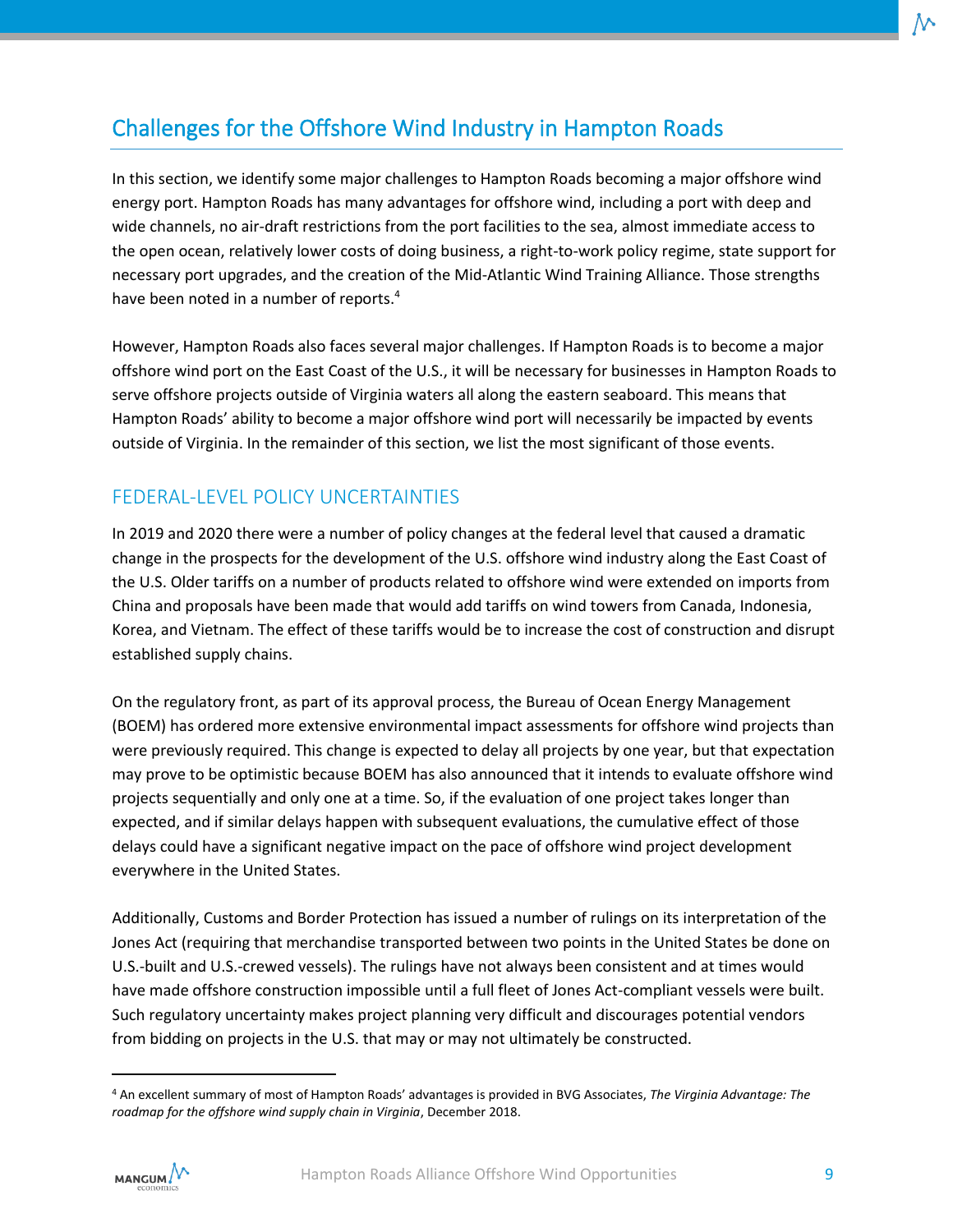## Challenges for the Offshore Wind Industry in Hampton Roads

In this section, we identify some major challenges to Hampton Roads becoming a major offshore wind energy port. Hampton Roads has many advantages for offshore wind, including a port with deep and wide channels, no air-draft restrictions from the port facilities to the sea, almost immediate access to the open ocean, relatively lower costs of doing business, a right-to-work policy regime, state support for necessary port upgrades, and the creation of the Mid-Atlantic Wind Training Alliance. Those strengths have been noted in a number of reports.[4]

However, Hampton Roads also faces several major challenges. If Hampton Roads is to become a major offshore wind port on the East Coast of the U.S., it will be necessary for businesses in Hampton Roads to serve offshore projects outside of Virginia waters all along the eastern seaboard. This means that Hampton Roads' ability to become a major offshore wind port will necessarily be impacted by events outside of Virginia. In the remainder of this section, we list the most significant of those events.

### FEDERAL-LEVEL POLICY UNCERTAINTIES

In 2019 and 2020 there were a number of policy changes at the federal level that caused a dramatic change in the prospects for the development of the U.S. offshore wind industry along the East Coast of the U.S. Older tariffs on a number of products related to offshore wind were extended on imports from China and proposals have been made that would add tariffs on wind towers from Canada, Indonesia, Korea, and Vietnam. The effect of these tariffs would be to increase the cost of construction and disrupt established supply chains.

On the regulatory front, as part of its approval process, the Bureau of Ocean Energy Management (BOEM) has ordered more extensive environmental impact assessments for offshore wind projects than were previously required. This change is expected to delay all projects by one year, but that expectation may prove to be optimistic because BOEM has also announced that it intends to evaluate offshore wind projects sequentially and only one at a time. So, if the evaluation of one project takes longer than expected, and if similar delays happen with subsequent evaluations, the cumulative effect of those delays could have a significant negative impact on the pace of offshore wind project development everywhere in the United States.

Additionally, Customs and Border Protection has issued a number of rulings on its interpretation of the Jones Act (requiring that merchandise transported between two points in the United States be done on U.S.-built and U.S.-crewed vessels). The rulings have not always been consistent and at times would have made offshore construction impossible until a full fleet of Jones Act-compliant vessels were built. Such regulatory uncertainty makes project planning very difficult and discourages potential vendors from bidding on projects in the U.S. that may or may not ultimately be constructed.

---

[4] An excellent summary of most of Hampton Roads' advantages is provided in BVG Associates, *The Virginia Advantage: The roadmap for the offshore wind supply chain in Virginia*, December 2018.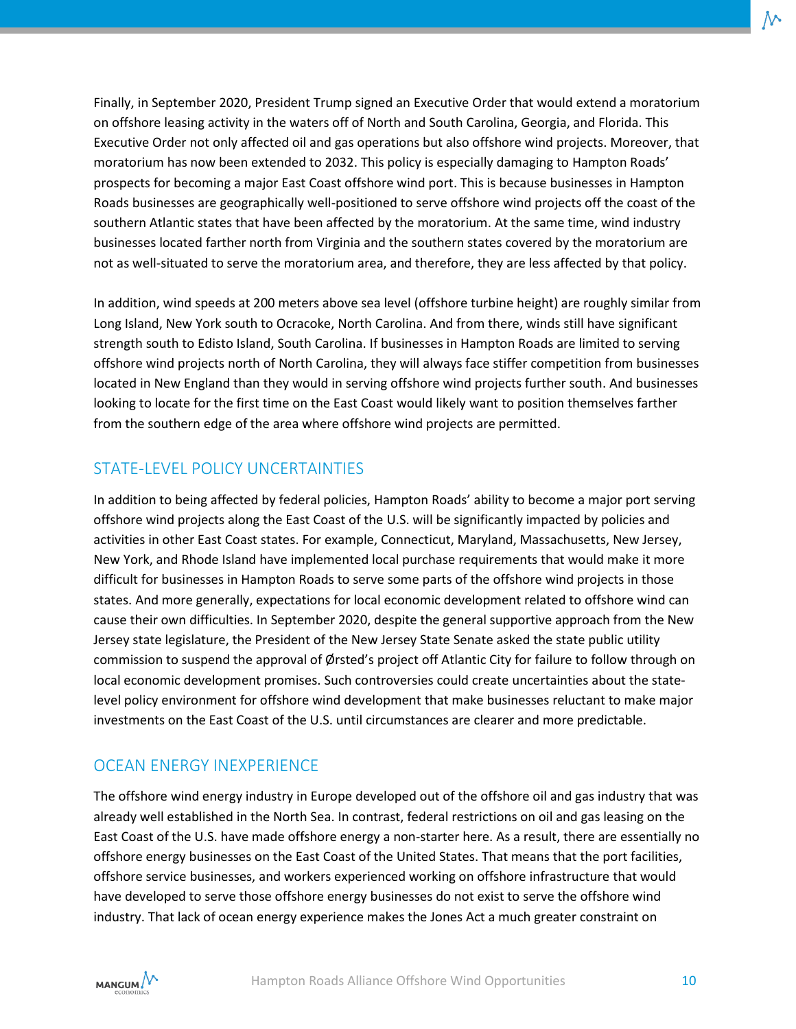Finally, in September 2020, President Trump signed an Executive Order that would extend a moratorium on offshore leasing activity in the waters off of North and South Carolina, Georgia, and Florida. This Executive Order not only affected oil and gas operations but also offshore wind projects. Moreover, that moratorium has now been extended to 2032. This policy is especially damaging to Hampton Roads' prospects for becoming a major East Coast offshore wind port. This is because businesses in Hampton Roads businesses are geographically well-positioned to serve offshore wind projects off the coast of the southern Atlantic states that have been affected by the moratorium. At the same time, wind industry businesses located farther north from Virginia and the southern states covered by the moratorium are not as well-situated to serve the moratorium area, and therefore, they are less affected by that policy.

In addition, wind speeds at 200 meters above sea level (offshore turbine height) are roughly similar from Long Island, New York south to Ocracoke, North Carolina. And from there, winds still have significant strength south to Edisto Island, South Carolina. If businesses in Hampton Roads are limited to serving offshore wind projects north of North Carolina, they will always face stiffer competition from businesses located in New England than they would in serving offshore wind projects further south. And businesses looking to locate for the first time on the East Coast would likely want to position themselves farther from the southern edge of the area where offshore wind projects are permitted.

## STATE-LEVEL POLICY UNCERTAINTIES

In addition to being affected by federal policies, Hampton Roads' ability to become a major port serving offshore wind projects along the East Coast of the U.S. will be significantly impacted by policies and activities in other East Coast states. For example, Connecticut, Maryland, Massachusetts, New Jersey, New York, and Rhode Island have implemented local purchase requirements that would make it more difficult for businesses in Hampton Roads to serve some parts of the offshore wind projects in those states. And more generally, expectations for local economic development related to offshore wind can cause their own difficulties. In September 2020, despite the general supportive approach from the New Jersey state legislature, the President of the New Jersey State Senate asked the state public utility commission to suspend the approval of Ørsted's project off Atlantic City for failure to follow through on local economic development promises. Such controversies could create uncertainties about the state-level policy environment for offshore wind development that make businesses reluctant to make major investments on the East Coast of the U.S. until circumstances are clearer and more predictable.

## OCEAN ENERGY INEXPERIENCE

The offshore wind energy industry in Europe developed out of the offshore oil and gas industry that was already well established in the North Sea. In contrast, federal restrictions on oil and gas leasing on the East Coast of the U.S. have made offshore energy a non-starter here. As a result, there are essentially no offshore energy businesses on the East Coast of the United States. That means that the port facilities, offshore service businesses, and workers experienced working on offshore infrastructure that would have developed to serve those offshore energy businesses do not exist to serve the offshore wind industry. That lack of ocean energy experience makes the Jones Act a much greater constraint on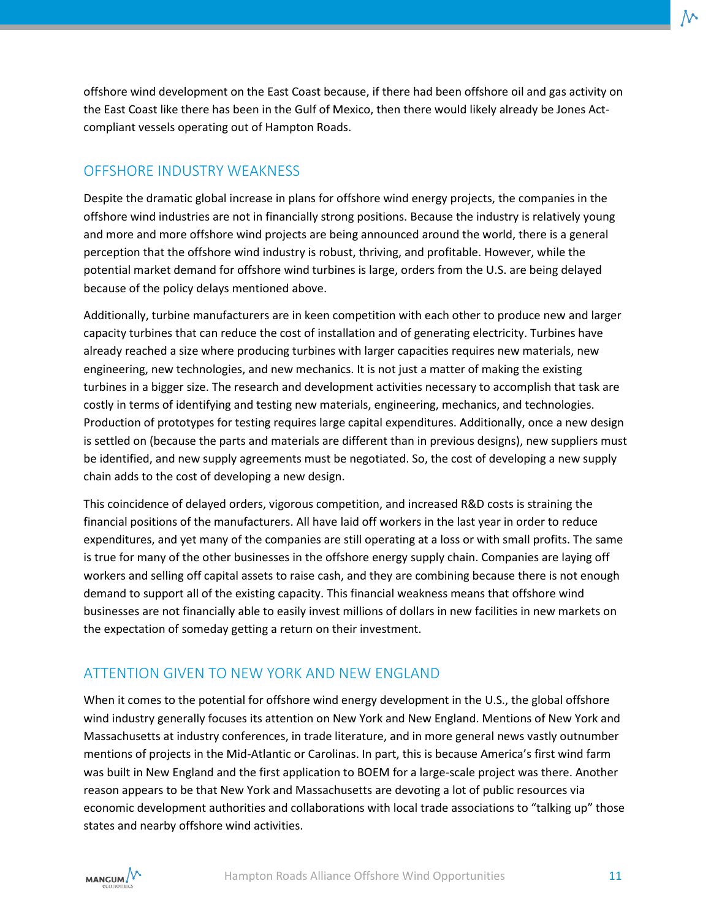offshore wind development on the East Coast because, if there had been offshore oil and gas activity on the East Coast like there has been in the Gulf of Mexico, then there would likely already be Jones Act-compliant vessels operating out of Hampton Roads.

## OFFSHORE INDUSTRY WEAKNESS

Despite the dramatic global increase in plans for offshore wind energy projects, the companies in the offshore wind industries are not in financially strong positions. Because the industry is relatively young and more and more offshore wind projects are being announced around the world, there is a general perception that the offshore wind industry is robust, thriving, and profitable. However, while the potential market demand for offshore wind turbines is large, orders from the U.S. are being delayed because of the policy delays mentioned above.

Additionally, turbine manufacturers are in keen competition with each other to produce new and larger capacity turbines that can reduce the cost of installation and of generating electricity. Turbines have already reached a size where producing turbines with larger capacities requires new materials, new engineering, new technologies, and new mechanics. It is not just a matter of making the existing turbines in a bigger size. The research and development activities necessary to accomplish that task are costly in terms of identifying and testing new materials, engineering, mechanics, and technologies. Production of prototypes for testing requires large capital expenditures. Additionally, once a new design is settled on (because the parts and materials are different than in previous designs), new suppliers must be identified, and new supply agreements must be negotiated. So, the cost of developing a new supply chain adds to the cost of developing a new design.

This coincidence of delayed orders, vigorous competition, and increased R&D costs is straining the financial positions of the manufacturers. All have laid off workers in the last year in order to reduce expenditures, and yet many of the companies are still operating at a loss or with small profits. The same is true for many of the other businesses in the offshore energy supply chain. Companies are laying off workers and selling off capital assets to raise cash, and they are combining because there is not enough demand to support all of the existing capacity. This financial weakness means that offshore wind businesses are not financially able to easily invest millions of dollars in new facilities in new markets on the expectation of someday getting a return on their investment.

## ATTENTION GIVEN TO NEW YORK AND NEW ENGLAND

When it comes to the potential for offshore wind energy development in the U.S., the global offshore wind industry generally focuses its attention on New York and New England. Mentions of New York and Massachusetts at industry conferences, in trade literature, and in more general news vastly outnumber mentions of projects in the Mid-Atlantic or Carolinas. In part, this is because America's first wind farm was built in New England and the first application to BOEM for a large-scale project was there. Another reason appears to be that New York and Massachusetts are devoting a lot of public resources via economic development authorities and collaborations with local trade associations to "talking up" those states and nearby offshore wind activities.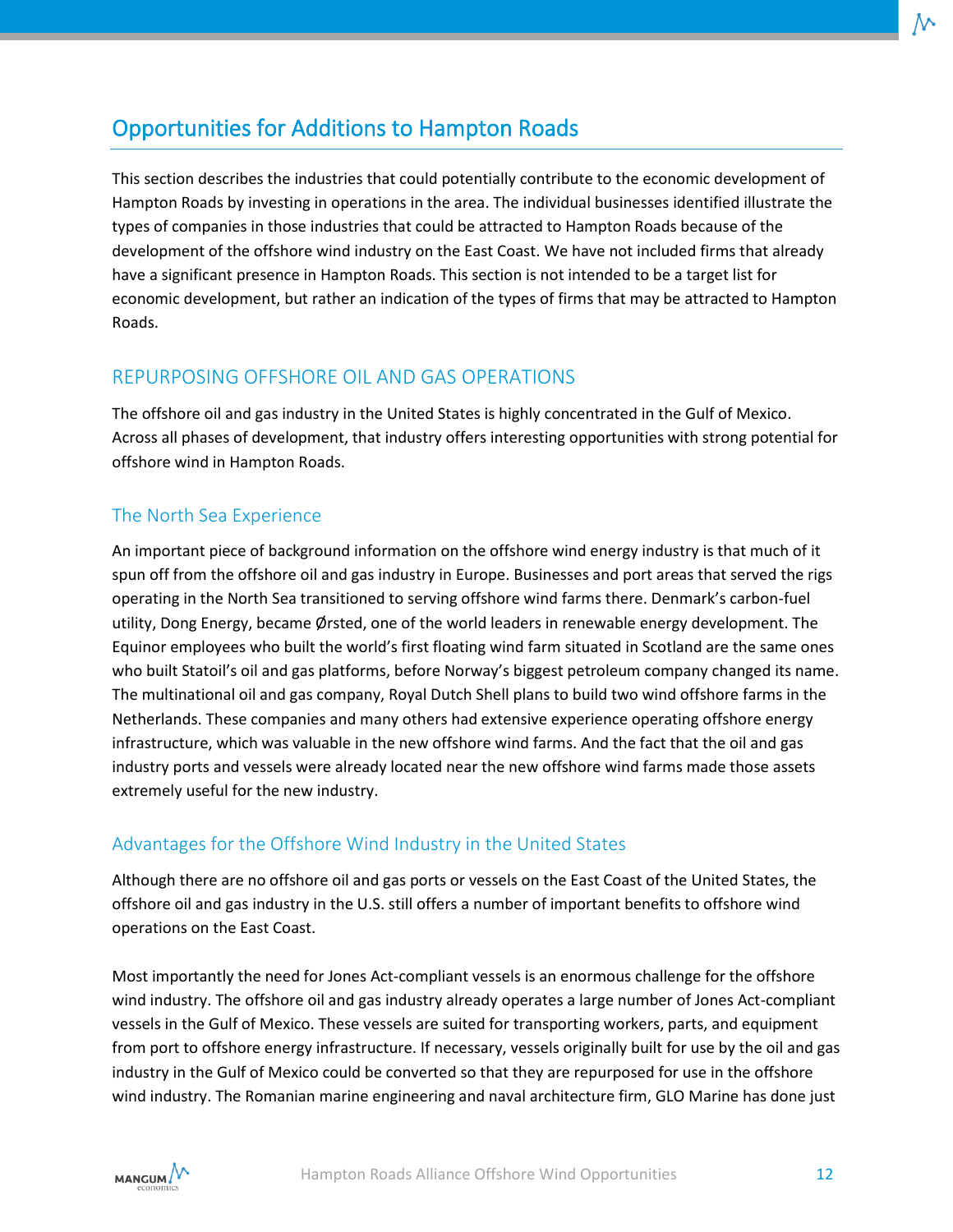## Opportunities for Additions to Hampton Roads

This section describes the industries that could potentially contribute to the economic development of Hampton Roads by investing in operations in the area. The individual businesses identified illustrate the types of companies in those industries that could be attracted to Hampton Roads because of the development of the offshore wind industry on the East Coast. We have not included firms that already have a significant presence in Hampton Roads. This section is not intended to be a target list for economic development, but rather an indication of the types of firms that may be attracted to Hampton Roads.

### REPURPOSING OFFSHORE OIL AND GAS OPERATIONS

The offshore oil and gas industry in the United States is highly concentrated in the Gulf of Mexico. Across all phases of development, that industry offers interesting opportunities with strong potential for offshore wind in Hampton Roads.

#### The North Sea Experience

An important piece of background information on the offshore wind energy industry is that much of it spun off from the offshore oil and gas industry in Europe. Businesses and port areas that served the rigs operating in the North Sea transitioned to serving offshore wind farms there. Denmark's carbon-fuel utility, Dong Energy, became Ørsted, one of the world leaders in renewable energy development. The Equinor employees who built the world's first floating wind farm situated in Scotland are the same ones who built Statoil's oil and gas platforms, before Norway's biggest petroleum company changed its name. The multinational oil and gas company, Royal Dutch Shell plans to build two wind offshore farms in the Netherlands. These companies and many others had extensive experience operating offshore energy infrastructure, which was valuable in the new offshore wind farms. And the fact that the oil and gas industry ports and vessels were already located near the new offshore wind farms made those assets extremely useful for the new industry.

#### Advantages for the Offshore Wind Industry in the United States

Although there are no offshore oil and gas ports or vessels on the East Coast of the United States, the offshore oil and gas industry in the U.S. still offers a number of important benefits to offshore wind operations on the East Coast.

Most importantly the need for Jones Act-compliant vessels is an enormous challenge for the offshore wind industry. The offshore oil and gas industry already operates a large number of Jones Act-compliant vessels in the Gulf of Mexico. These vessels are suited for transporting workers, parts, and equipment from port to offshore energy infrastructure. If necessary, vessels originally built for use by the oil and gas industry in the Gulf of Mexico could be converted so that they are repurposed for use in the offshore wind industry. The Romanian marine engineering and naval architecture firm, GLO Marine has done just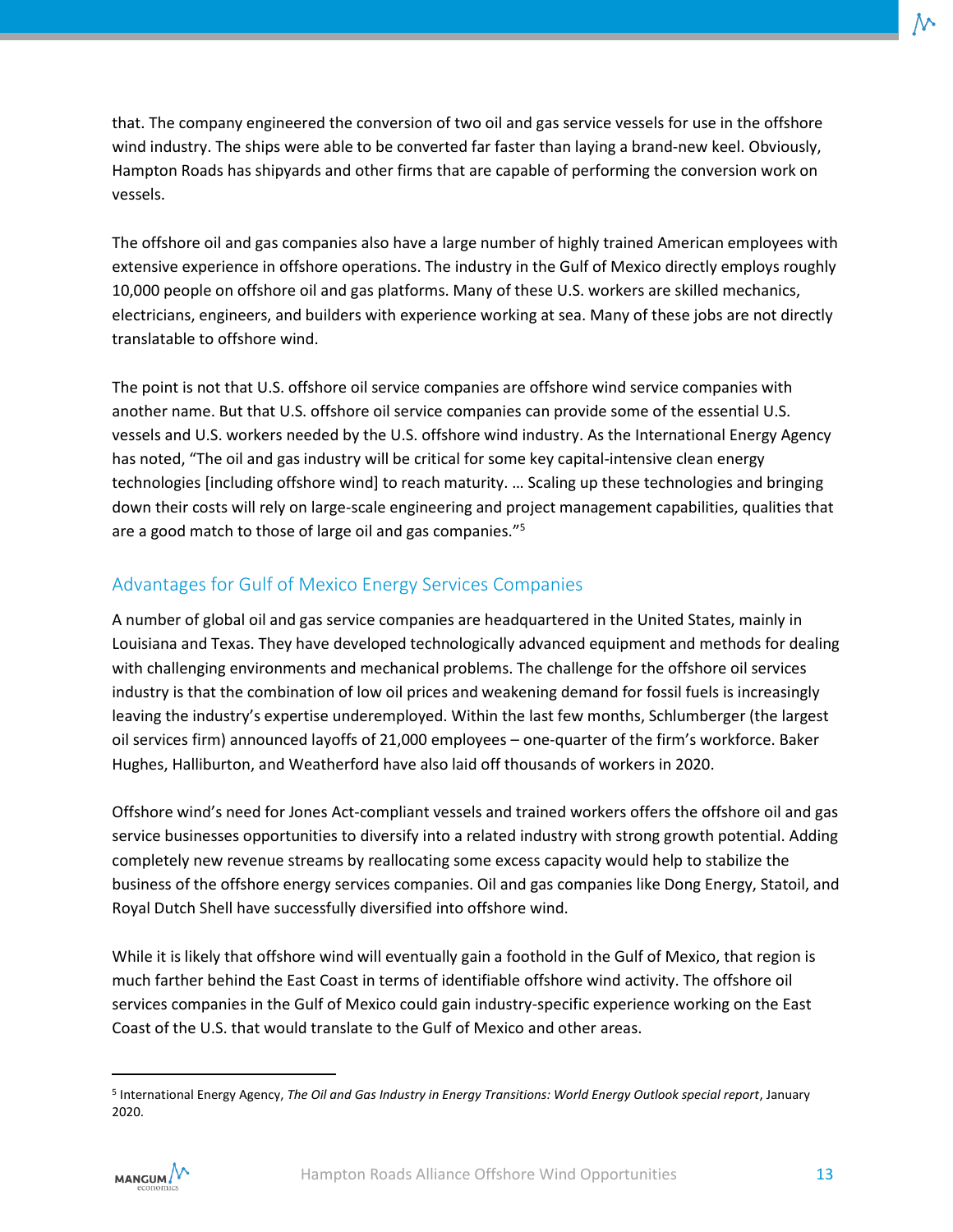that. The company engineered the conversion of two oil and gas service vessels for use in the offshore wind industry. The ships were able to be converted far faster than laying a brand-new keel. Obviously, Hampton Roads has shipyards and other firms that are capable of performing the conversion work on vessels.

The offshore oil and gas companies also have a large number of highly trained American employees with extensive experience in offshore operations. The industry in the Gulf of Mexico directly employs roughly 10,000 people on offshore oil and gas platforms. Many of these U.S. workers are skilled mechanics, electricians, engineers, and builders with experience working at sea. Many of these jobs are not directly translatable to offshore wind.

The point is not that U.S. offshore oil service companies are offshore wind service companies with another name. But that U.S. offshore oil service companies can provide some of the essential U.S. vessels and U.S. workers needed by the U.S. offshore wind industry. As the International Energy Agency has noted, "The oil and gas industry will be critical for some key capital-intensive clean energy technologies [including offshore wind] to reach maturity. … Scaling up these technologies and bringing down their costs will rely on large-scale engineering and project management capabilities, qualities that are a good match to those of large oil and gas companies."[5]

## Advantages for Gulf of Mexico Energy Services Companies

A number of global oil and gas service companies are headquartered in the United States, mainly in Louisiana and Texas. They have developed technologically advanced equipment and methods for dealing with challenging environments and mechanical problems. The challenge for the offshore oil services industry is that the combination of low oil prices and weakening demand for fossil fuels is increasingly leaving the industry's expertise underemployed. Within the last few months, Schlumberger (the largest oil services firm) announced layoffs of 21,000 employees – one-quarter of the firm's workforce. Baker Hughes, Halliburton, and Weatherford have also laid off thousands of workers in 2020.

Offshore wind's need for Jones Act-compliant vessels and trained workers offers the offshore oil and gas service businesses opportunities to diversify into a related industry with strong growth potential. Adding completely new revenue streams by reallocating some excess capacity would help to stabilize the business of the offshore energy services companies. Oil and gas companies like Dong Energy, Statoil, and Royal Dutch Shell have successfully diversified into offshore wind.

While it is likely that offshore wind will eventually gain a foothold in the Gulf of Mexico, that region is much farther behind the East Coast in terms of identifiable offshore wind activity. The offshore oil services companies in the Gulf of Mexico could gain industry-specific experience working on the East Coast of the U.S. that would translate to the Gulf of Mexico and other areas.

---

[5] International Energy Agency, *The Oil and Gas Industry in Energy Transitions: World Energy Outlook special report*, January 2020.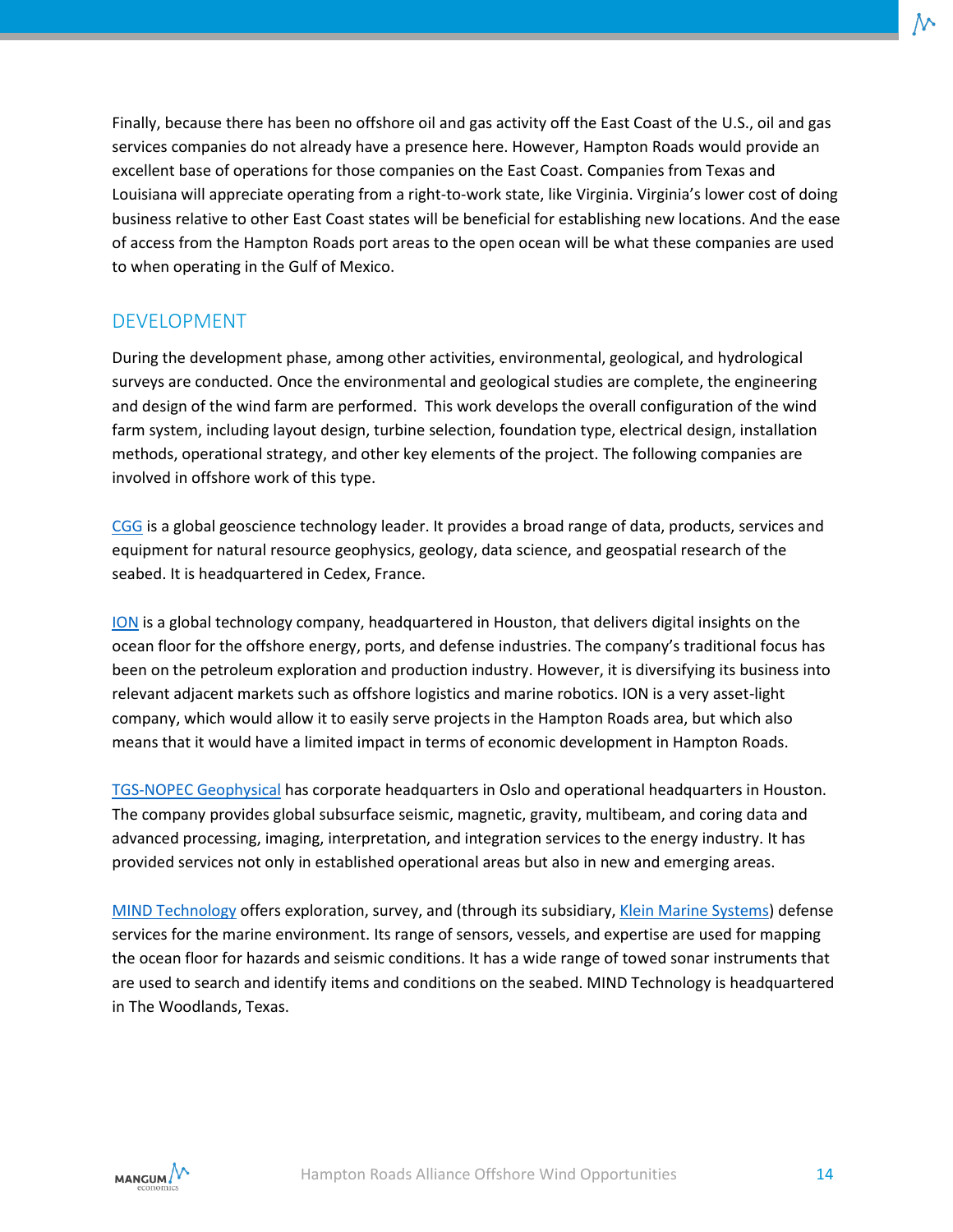Finally, because there has been no offshore oil and gas activity off the East Coast of the U.S., oil and gas services companies do not already have a presence here. However, Hampton Roads would provide an excellent base of operations for those companies on the East Coast. Companies from Texas and Louisiana will appreciate operating from a right-to-work state, like Virginia. Virginia's lower cost of doing business relative to other East Coast states will be beneficial for establishing new locations. And the ease of access from the Hampton Roads port areas to the open ocean will be what these companies are used to when operating in the Gulf of Mexico.

## DEVELOPMENT

During the development phase, among other activities, environmental, geological, and hydrological surveys are conducted. Once the environmental and geological studies are complete, the engineering and design of the wind farm are performed. This work develops the overall configuration of the wind farm system, including layout design, turbine selection, foundation type, electrical design, installation methods, operational strategy, and other key elements of the project. The following companies are involved in offshore work of this type.

CGG is a global geoscience technology leader. It provides a broad range of data, products, services and equipment for natural resource geophysics, geology, data science, and geospatial research of the seabed. It is headquartered in Cedex, France.

ION is a global technology company, headquartered in Houston, that delivers digital insights on the ocean floor for the offshore energy, ports, and defense industries. The company's traditional focus has been on the petroleum exploration and production industry. However, it is diversifying its business into relevant adjacent markets such as offshore logistics and marine robotics. ION is a very asset-light company, which would allow it to easily serve projects in the Hampton Roads area, but which also means that it would have a limited impact in terms of economic development in Hampton Roads.

TGS-NOPEC Geophysical has corporate headquarters in Oslo and operational headquarters in Houston. The company provides global subsurface seismic, magnetic, gravity, multibeam, and coring data and advanced processing, imaging, interpretation, and integration services to the energy industry. It has provided services not only in established operational areas but also in new and emerging areas.

MIND Technology offers exploration, survey, and (through its subsidiary, Klein Marine Systems) defense services for the marine environment. Its range of sensors, vessels, and expertise are used for mapping the ocean floor for hazards and seismic conditions. It has a wide range of towed sonar instruments that are used to search and identify items and conditions on the seabed. MIND Technology is headquartered in The Woodlands, Texas.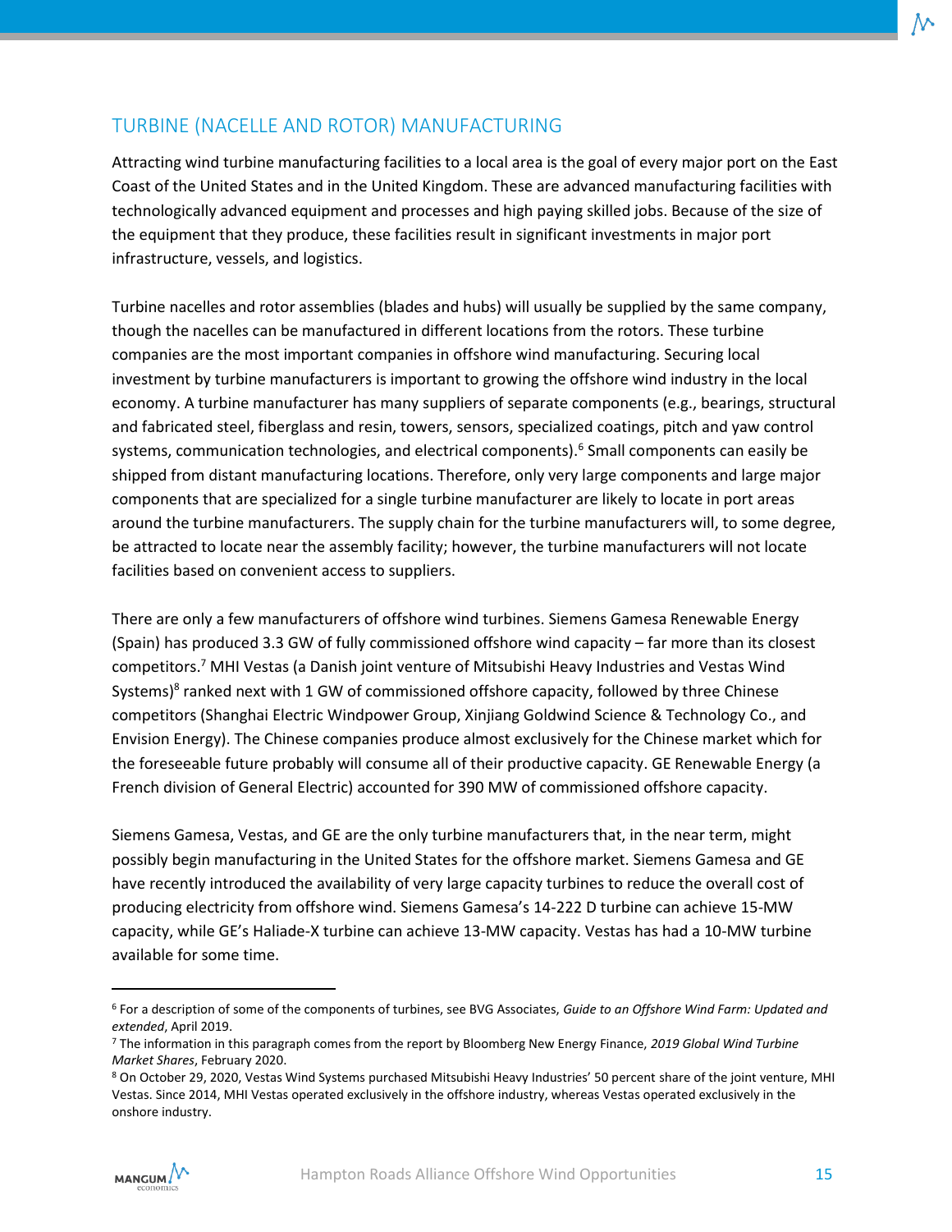## TURBINE (NACELLE AND ROTOR) MANUFACTURING

Attracting wind turbine manufacturing facilities to a local area is the goal of every major port on the East Coast of the United States and in the United Kingdom. These are advanced manufacturing facilities with technologically advanced equipment and processes and high paying skilled jobs. Because of the size of the equipment that they produce, these facilities result in significant investments in major port infrastructure, vessels, and logistics.

Turbine nacelles and rotor assemblies (blades and hubs) will usually be supplied by the same company, though the nacelles can be manufactured in different locations from the rotors. These turbine companies are the most important companies in offshore wind manufacturing. Securing local investment by turbine manufacturers is important to growing the offshore wind industry in the local economy. A turbine manufacturer has many suppliers of separate components (e.g., bearings, structural and fabricated steel, fiberglass and resin, towers, sensors, specialized coatings, pitch and yaw control systems, communication technologies, and electrical components).[6] Small components can easily be shipped from distant manufacturing locations. Therefore, only very large components and large major components that are specialized for a single turbine manufacturer are likely to locate in port areas around the turbine manufacturers. The supply chain for the turbine manufacturers will, to some degree, be attracted to locate near the assembly facility; however, the turbine manufacturers will not locate facilities based on convenient access to suppliers.

There are only a few manufacturers of offshore wind turbines. Siemens Gamesa Renewable Energy (Spain) has produced 3.3 GW of fully commissioned offshore wind capacity – far more than its closest competitors.[7] MHI Vestas (a Danish joint venture of Mitsubishi Heavy Industries and Vestas Wind Systems)[8] ranked next with 1 GW of commissioned offshore capacity, followed by three Chinese competitors (Shanghai Electric Windpower Group, Xinjiang Goldwind Science & Technology Co., and Envision Energy). The Chinese companies produce almost exclusively for the Chinese market which for the foreseeable future probably will consume all of their productive capacity. GE Renewable Energy (a French division of General Electric) accounted for 390 MW of commissioned offshore capacity.

Siemens Gamesa, Vestas, and GE are the only turbine manufacturers that, in the near term, might possibly begin manufacturing in the United States for the offshore market. Siemens Gamesa and GE have recently introduced the availability of very large capacity turbines to reduce the overall cost of producing electricity from offshore wind. Siemens Gamesa's 14-222 D turbine can achieve 15-MW capacity, while GE's Haliade-X turbine can achieve 13-MW capacity. Vestas has had a 10-MW turbine available for some time.

---

[6] For a description of some of the components of turbines, see BVG Associates, *Guide to an Offshore Wind Farm: Updated and extended*, April 2019.

[7] The information in this paragraph comes from the report by Bloomberg New Energy Finance, *2019 Global Wind Turbine Market Shares*, February 2020.

[8] On October 29, 2020, Vestas Wind Systems purchased Mitsubishi Heavy Industries' 50 percent share of the joint venture, MHI Vestas. Since 2014, MHI Vestas operated exclusively in the offshore industry, whereas Vestas operated exclusively in the onshore industry.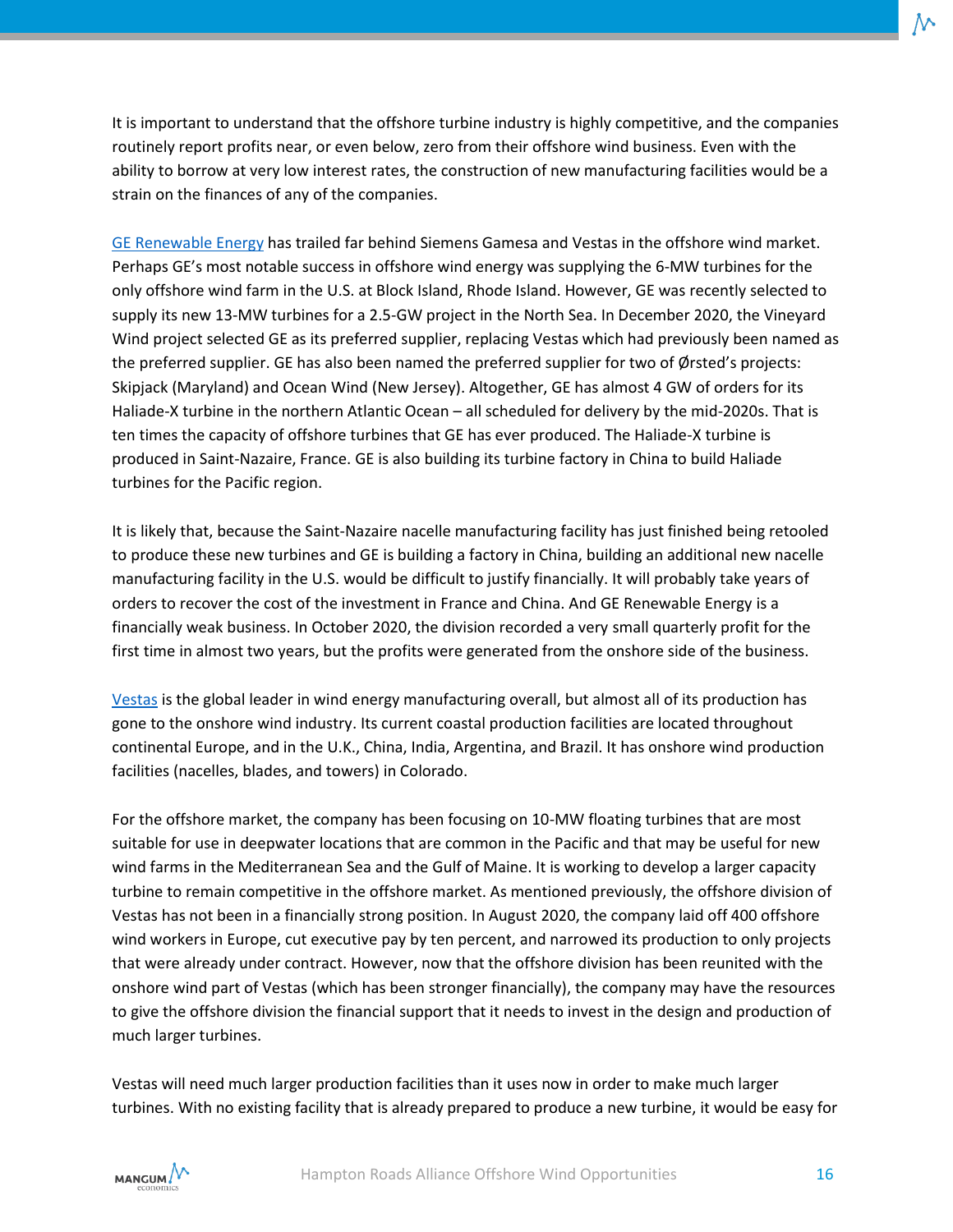It is important to understand that the offshore turbine industry is highly competitive, and the companies routinely report profits near, or even below, zero from their offshore wind business. Even with the ability to borrow at very low interest rates, the construction of new manufacturing facilities would be a strain on the finances of any of the companies.

GE Renewable Energy has trailed far behind Siemens Gamesa and Vestas in the offshore wind market. Perhaps GE's most notable success in offshore wind energy was supplying the 6-MW turbines for the only offshore wind farm in the U.S. at Block Island, Rhode Island. However, GE was recently selected to supply its new 13-MW turbines for a 2.5-GW project in the North Sea. In December 2020, the Vineyard Wind project selected GE as its preferred supplier, replacing Vestas which had previously been named as the preferred supplier. GE has also been named the preferred supplier for two of Ørsted's projects: Skipjack (Maryland) and Ocean Wind (New Jersey). Altogether, GE has almost 4 GW of orders for its Haliade-X turbine in the northern Atlantic Ocean – all scheduled for delivery by the mid-2020s. That is ten times the capacity of offshore turbines that GE has ever produced. The Haliade-X turbine is produced in Saint-Nazaire, France. GE is also building its turbine factory in China to build Haliade turbines for the Pacific region.

It is likely that, because the Saint-Nazaire nacelle manufacturing facility has just finished being retooled to produce these new turbines and GE is building a factory in China, building an additional new nacelle manufacturing facility in the U.S. would be difficult to justify financially. It will probably take years of orders to recover the cost of the investment in France and China. And GE Renewable Energy is a financially weak business. In October 2020, the division recorded a very small quarterly profit for the first time in almost two years, but the profits were generated from the onshore side of the business.

Vestas is the global leader in wind energy manufacturing overall, but almost all of its production has gone to the onshore wind industry. Its current coastal production facilities are located throughout continental Europe, and in the U.K., China, India, Argentina, and Brazil. It has onshore wind production facilities (nacelles, blades, and towers) in Colorado.

For the offshore market, the company has been focusing on 10-MW floating turbines that are most suitable for use in deepwater locations that are common in the Pacific and that may be useful for new wind farms in the Mediterranean Sea and the Gulf of Maine. It is working to develop a larger capacity turbine to remain competitive in the offshore market. As mentioned previously, the offshore division of Vestas has not been in a financially strong position. In August 2020, the company laid off 400 offshore wind workers in Europe, cut executive pay by ten percent, and narrowed its production to only projects that were already under contract. However, now that the offshore division has been reunited with the onshore wind part of Vestas (which has been stronger financially), the company may have the resources to give the offshore division the financial support that it needs to invest in the design and production of much larger turbines.

Vestas will need much larger production facilities than it uses now in order to make much larger turbines. With no existing facility that is already prepared to produce a new turbine, it would be easy for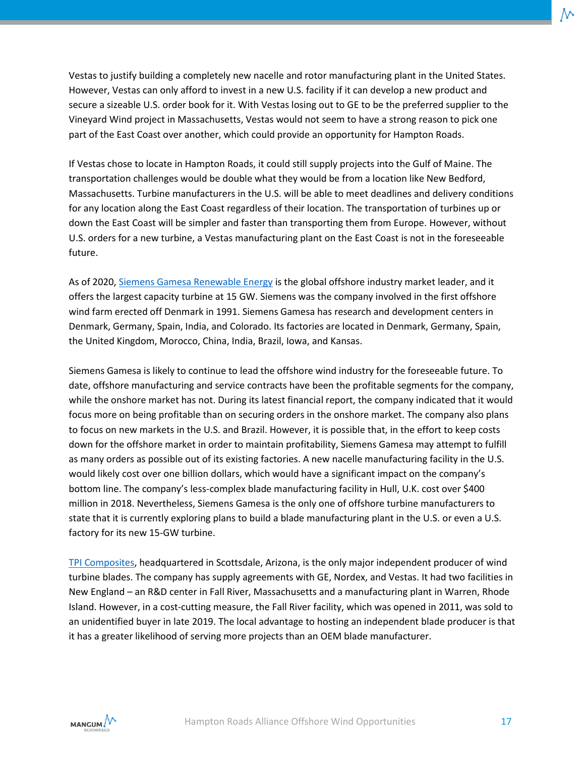Vestas to justify building a completely new nacelle and rotor manufacturing plant in the United States. However, Vestas can only afford to invest in a new U.S. facility if it can develop a new product and secure a sizeable U.S. order book for it. With Vestas losing out to GE to be the preferred supplier to the Vineyard Wind project in Massachusetts, Vestas would not seem to have a strong reason to pick one part of the East Coast over another, which could provide an opportunity for Hampton Roads.

If Vestas chose to locate in Hampton Roads, it could still supply projects into the Gulf of Maine. The transportation challenges would be double what they would be from a location like New Bedford, Massachusetts. Turbine manufacturers in the U.S. will be able to meet deadlines and delivery conditions for any location along the East Coast regardless of their location. The transportation of turbines up or down the East Coast will be simpler and faster than transporting them from Europe. However, without U.S. orders for a new turbine, a Vestas manufacturing plant on the East Coast is not in the foreseeable future.

As of 2020, Siemens Gamesa Renewable Energy is the global offshore industry market leader, and it offers the largest capacity turbine at 15 GW. Siemens was the company involved in the first offshore wind farm erected off Denmark in 1991. Siemens Gamesa has research and development centers in Denmark, Germany, Spain, India, and Colorado. Its factories are located in Denmark, Germany, Spain, the United Kingdom, Morocco, China, India, Brazil, Iowa, and Kansas.

Siemens Gamesa is likely to continue to lead the offshore wind industry for the foreseeable future. To date, offshore manufacturing and service contracts have been the profitable segments for the company, while the onshore market has not. During its latest financial report, the company indicated that it would focus more on being profitable than on securing orders in the onshore market. The company also plans to focus on new markets in the U.S. and Brazil. However, it is possible that, in the effort to keep costs down for the offshore market in order to maintain profitability, Siemens Gamesa may attempt to fulfill as many orders as possible out of its existing factories. A new nacelle manufacturing facility in the U.S. would likely cost over one billion dollars, which would have a significant impact on the company's bottom line. The company's less-complex blade manufacturing facility in Hull, U.K. cost over $400 million in 2018. Nevertheless, Siemens Gamesa is the only one of offshore turbine manufacturers to state that it is currently exploring plans to build a blade manufacturing plant in the U.S. or even a U.S. factory for its new 15-GW turbine.

TPI Composites, headquartered in Scottsdale, Arizona, is the only major independent producer of wind turbine blades. The company has supply agreements with GE, Nordex, and Vestas. It had two facilities in New England – an R&D center in Fall River, Massachusetts and a manufacturing plant in Warren, Rhode Island. However, in a cost-cutting measure, the Fall River facility, which was opened in 2011, was sold to an unidentified buyer in late 2019. The local advantage to hosting an independent blade producer is that it has a greater likelihood of serving more projects than an OEM blade manufacturer.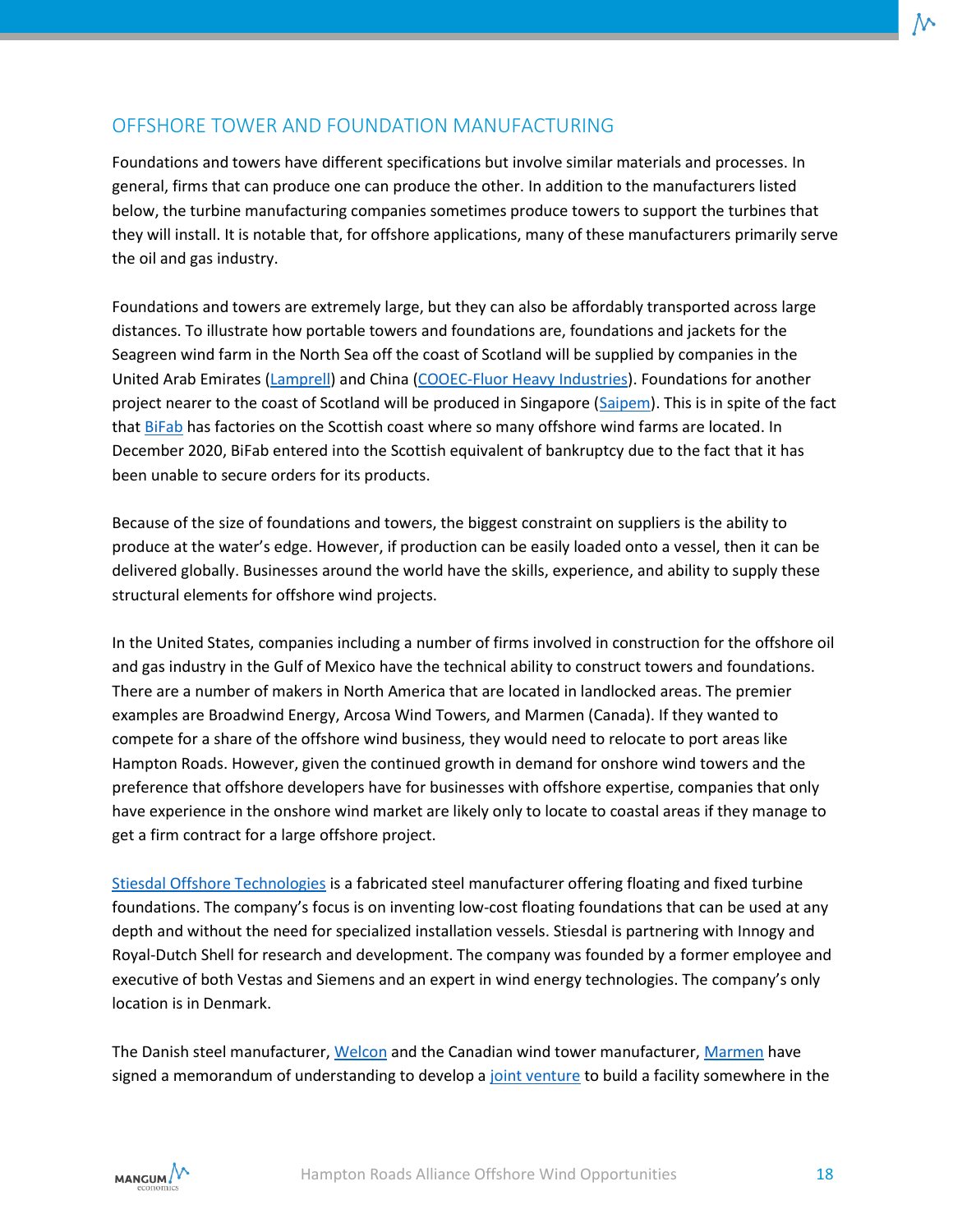## OFFSHORE TOWER AND FOUNDATION MANUFACTURING

Foundations and towers have different specifications but involve similar materials and processes. In general, firms that can produce one can produce the other. In addition to the manufacturers listed below, the turbine manufacturing companies sometimes produce towers to support the turbines that they will install. It is notable that, for offshore applications, many of these manufacturers primarily serve the oil and gas industry.

Foundations and towers are extremely large, but they can also be affordably transported across large distances. To illustrate how portable towers and foundations are, foundations and jackets for the Seagreen wind farm in the North Sea off the coast of Scotland will be supplied by companies in the United Arab Emirates (Lamprell) and China (COOEC-Fluor Heavy Industries). Foundations for another project nearer to the coast of Scotland will be produced in Singapore (Saipem). This is in spite of the fact that BiFab has factories on the Scottish coast where so many offshore wind farms are located. In December 2020, BiFab entered into the Scottish equivalent of bankruptcy due to the fact that it has been unable to secure orders for its products.

Because of the size of foundations and towers, the biggest constraint on suppliers is the ability to produce at the water's edge. However, if production can be easily loaded onto a vessel, then it can be delivered globally. Businesses around the world have the skills, experience, and ability to supply these structural elements for offshore wind projects.

In the United States, companies including a number of firms involved in construction for the offshore oil and gas industry in the Gulf of Mexico have the technical ability to construct towers and foundations. There are a number of makers in North America that are located in landlocked areas. The premier examples are Broadwind Energy, Arcosa Wind Towers, and Marmen (Canada). If they wanted to compete for a share of the offshore wind business, they would need to relocate to port areas like Hampton Roads. However, given the continued growth in demand for onshore wind towers and the preference that offshore developers have for businesses with offshore expertise, companies that only have experience in the onshore wind market are likely only to locate to coastal areas if they manage to get a firm contract for a large offshore project.

Stiesdal Offshore Technologies is a fabricated steel manufacturer offering floating and fixed turbine foundations. The company's focus is on inventing low-cost floating foundations that can be used at any depth and without the need for specialized installation vessels. Stiesdal is partnering with Innogy and Royal-Dutch Shell for research and development. The company was founded by a former employee and executive of both Vestas and Siemens and an expert in wind energy technologies. The company's only location is in Denmark.

The Danish steel manufacturer, Welcon and the Canadian wind tower manufacturer, Marmen have signed a memorandum of understanding to develop a joint venture to build a facility somewhere in the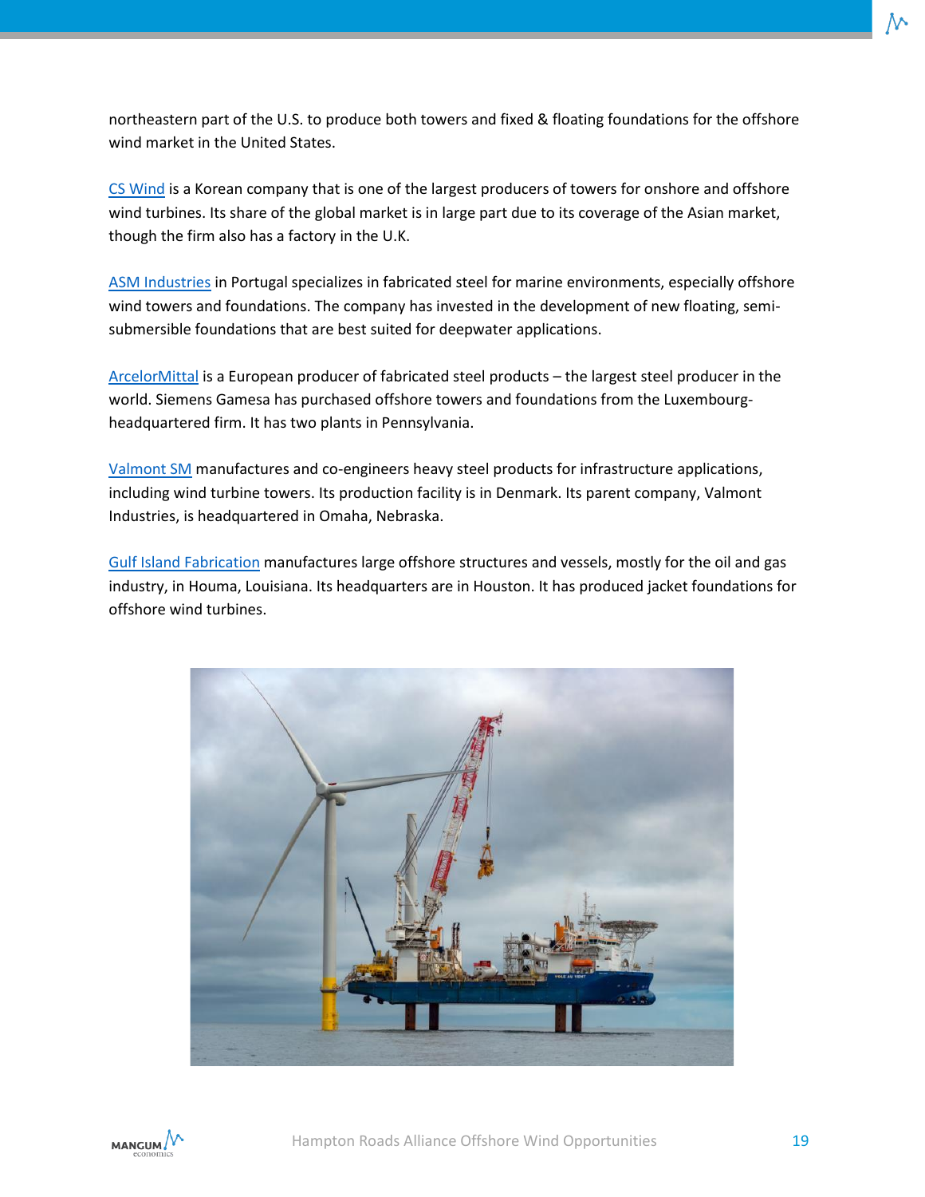northeastern part of the U.S. to produce both towers and fixed & floating foundations for the offshore wind market in the United States.

CS Wind is a Korean company that is one of the largest producers of towers for onshore and offshore wind turbines. Its share of the global market is in large part due to its coverage of the Asian market, though the firm also has a factory in the U.K.

ASM Industries in Portugal specializes in fabricated steel for marine environments, especially offshore wind towers and foundations. The company has invested in the development of new floating, semi-submersible foundations that are best suited for deepwater applications.

ArcelorMittal is a European producer of fabricated steel products – the largest steel producer in the world. Siemens Gamesa has purchased offshore towers and foundations from the Luxembourg-headquartered firm. It has two plants in Pennsylvania.

Valmont SM manufactures and co-engineers heavy steel products for infrastructure applications, including wind turbine towers. Its production facility is in Denmark. Its parent company, Valmont Industries, is headquartered in Omaha, Nebraska.

Gulf Island Fabrication manufactures large offshore structures and vessels, mostly for the oil and gas industry, in Houma, Louisiana. Its headquarters are in Houston. It has produced jacket foundations for offshore wind turbines.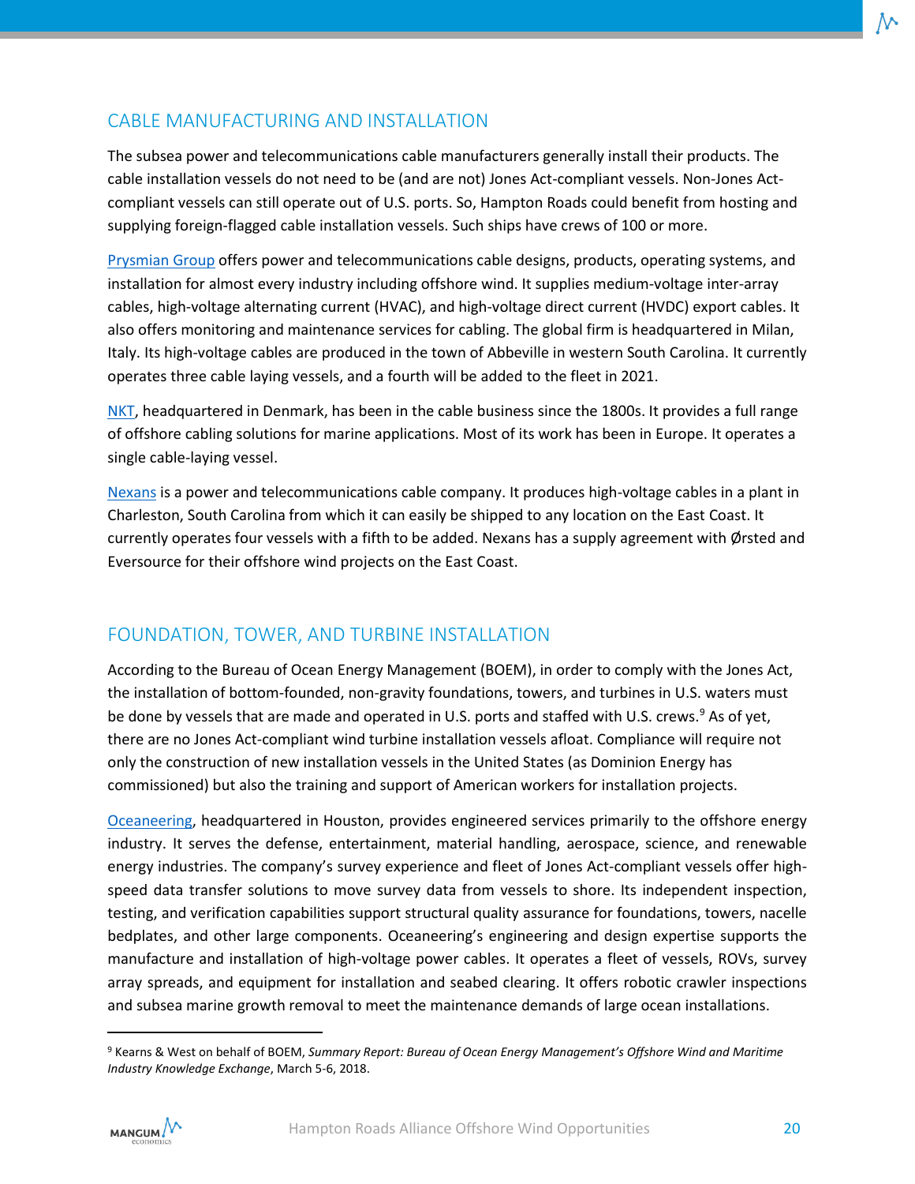## CABLE MANUFACTURING AND INSTALLATION

The subsea power and telecommunications cable manufacturers generally install their products. The cable installation vessels do not need to be (and are not) Jones Act-compliant vessels. Non-Jones Act-compliant vessels can still operate out of U.S. ports. So, Hampton Roads could benefit from hosting and supplying foreign-flagged cable installation vessels. Such ships have crews of 100 or more.

Prysmian Group offers power and telecommunications cable designs, products, operating systems, and installation for almost every industry including offshore wind. It supplies medium-voltage inter-array cables, high-voltage alternating current (HVAC), and high-voltage direct current (HVDC) export cables. It also offers monitoring and maintenance services for cabling. The global firm is headquartered in Milan, Italy. Its high-voltage cables are produced in the town of Abbeville in western South Carolina. It currently operates three cable laying vessels, and a fourth will be added to the fleet in 2021.

NKT, headquartered in Denmark, has been in the cable business since the 1800s. It provides a full range of offshore cabling solutions for marine applications. Most of its work has been in Europe. It operates a single cable-laying vessel.

Nexans is a power and telecommunications cable company. It produces high-voltage cables in a plant in Charleston, South Carolina from which it can easily be shipped to any location on the East Coast. It currently operates four vessels with a fifth to be added. Nexans has a supply agreement with Ørsted and Eversource for their offshore wind projects on the East Coast.

## FOUNDATION, TOWER, AND TURBINE INSTALLATION

According to the Bureau of Ocean Energy Management (BOEM), in order to comply with the Jones Act, the installation of bottom-founded, non-gravity foundations, towers, and turbines in U.S. waters must be done by vessels that are made and operated in U.S. ports and staffed with U.S. crews.[9] As of yet, there are no Jones Act-compliant wind turbine installation vessels afloat. Compliance will require not only the construction of new installation vessels in the United States (as Dominion Energy has commissioned) but also the training and support of American workers for installation projects.

Oceaneering, headquartered in Houston, provides engineered services primarily to the offshore energy industry. It serves the defense, entertainment, material handling, aerospace, science, and renewable energy industries. The company's survey experience and fleet of Jones Act-compliant vessels offer high-speed data transfer solutions to move survey data from vessels to shore. Its independent inspection, testing, and verification capabilities support structural quality assurance for foundations, towers, nacelle bedplates, and other large components. Oceaneering's engineering and design expertise supports the manufacture and installation of high-voltage power cables. It operates a fleet of vessels, ROVs, survey array spreads, and equipment for installation and seabed clearing. It offers robotic crawler inspections and subsea marine growth removal to meet the maintenance demands of large ocean installations.

---

[9] Kearns & West on behalf of BOEM, *Summary Report: Bureau of Ocean Energy Management's Offshore Wind and Maritime Industry Knowledge Exchange*, March 5-6, 2018.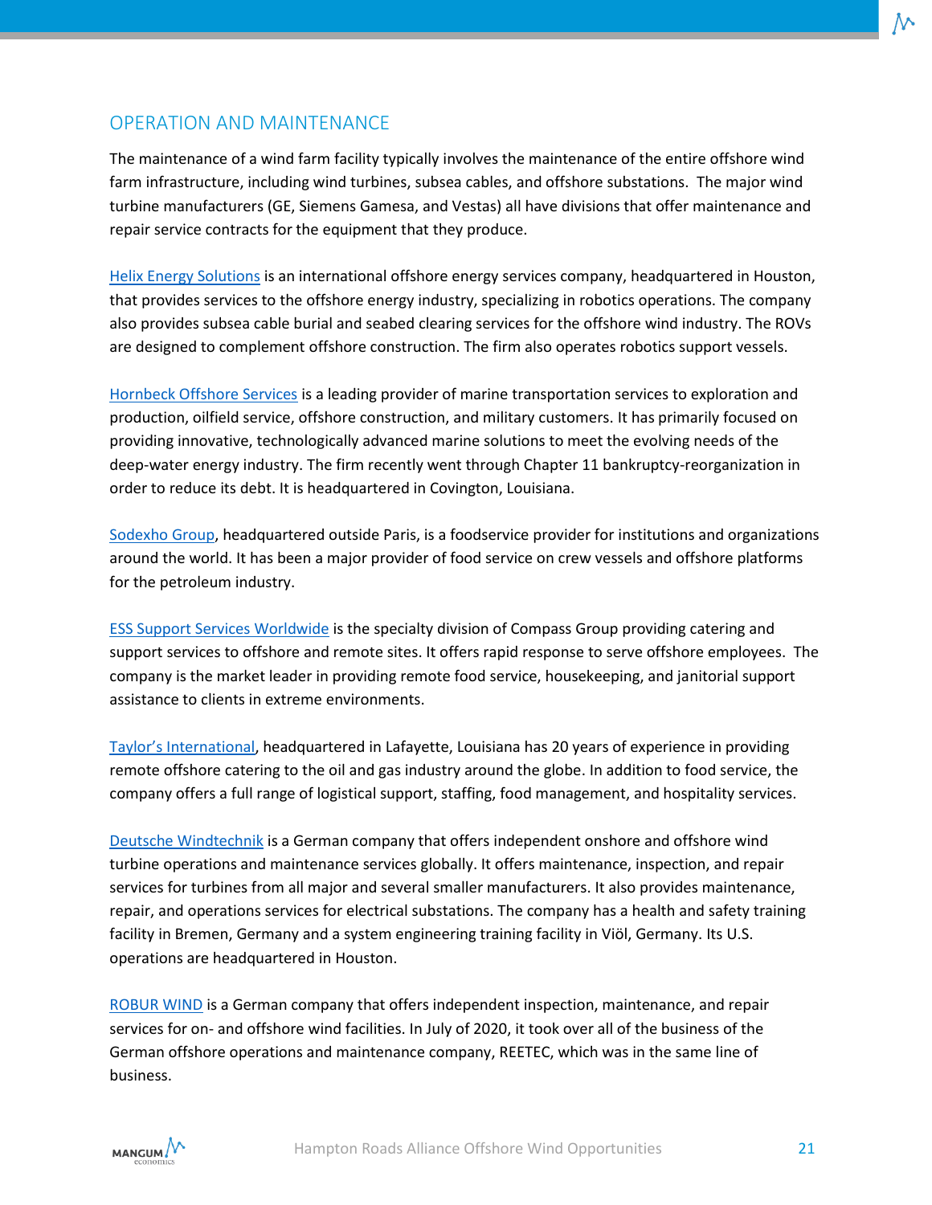## OPERATION AND MAINTENANCE

The maintenance of a wind farm facility typically involves the maintenance of the entire offshore wind farm infrastructure, including wind turbines, subsea cables, and offshore substations. The major wind turbine manufacturers (GE, Siemens Gamesa, and Vestas) all have divisions that offer maintenance and repair service contracts for the equipment that they produce.

Helix Energy Solutions is an international offshore energy services company, headquartered in Houston, that provides services to the offshore energy industry, specializing in robotics operations. The company also provides subsea cable burial and seabed clearing services for the offshore wind industry. The ROVs are designed to complement offshore construction. The firm also operates robotics support vessels.

Hornbeck Offshore Services is a leading provider of marine transportation services to exploration and production, oilfield service, offshore construction, and military customers. It has primarily focused on providing innovative, technologically advanced marine solutions to meet the evolving needs of the deep-water energy industry. The firm recently went through Chapter 11 bankruptcy-reorganization in order to reduce its debt. It is headquartered in Covington, Louisiana.

Sodexho Group, headquartered outside Paris, is a foodservice provider for institutions and organizations around the world. It has been a major provider of food service on crew vessels and offshore platforms for the petroleum industry.

ESS Support Services Worldwide is the specialty division of Compass Group providing catering and support services to offshore and remote sites. It offers rapid response to serve offshore employees. The company is the market leader in providing remote food service, housekeeping, and janitorial support assistance to clients in extreme environments.

Taylor's International, headquartered in Lafayette, Louisiana has 20 years of experience in providing remote offshore catering to the oil and gas industry around the globe. In addition to food service, the company offers a full range of logistical support, staffing, food management, and hospitality services.

Deutsche Windtechnik is a German company that offers independent onshore and offshore wind turbine operations and maintenance services globally. It offers maintenance, inspection, and repair services for turbines from all major and several smaller manufacturers. It also provides maintenance, repair, and operations services for electrical substations. The company has a health and safety training facility in Bremen, Germany and a system engineering training facility in Viöl, Germany. Its U.S. operations are headquartered in Houston.

ROBUR WIND is a German company that offers independent inspection, maintenance, and repair services for on- and offshore wind facilities. In July of 2020, it took over all of the business of the German offshore operations and maintenance company, REETEC, which was in the same line of business.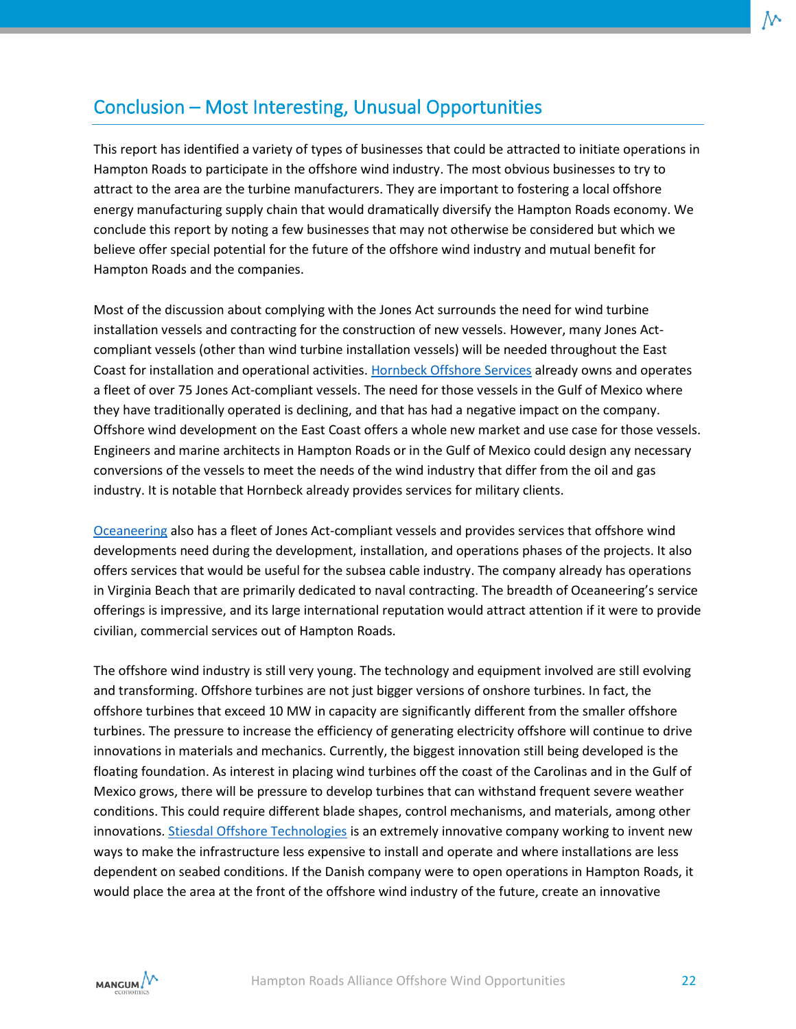## Conclusion – Most Interesting, Unusual Opportunities

This report has identified a variety of types of businesses that could be attracted to initiate operations in Hampton Roads to participate in the offshore wind industry. The most obvious businesses to try to attract to the area are the turbine manufacturers. They are important to fostering a local offshore energy manufacturing supply chain that would dramatically diversify the Hampton Roads economy. We conclude this report by noting a few businesses that may not otherwise be considered but which we believe offer special potential for the future of the offshore wind industry and mutual benefit for Hampton Roads and the companies.

Most of the discussion about complying with the Jones Act surrounds the need for wind turbine installation vessels and contracting for the construction of new vessels. However, many Jones Act-compliant vessels (other than wind turbine installation vessels) will be needed throughout the East Coast for installation and operational activities. Hornbeck Offshore Services already owns and operates a fleet of over 75 Jones Act-compliant vessels. The need for those vessels in the Gulf of Mexico where they have traditionally operated is declining, and that has had a negative impact on the company. Offshore wind development on the East Coast offers a whole new market and use case for those vessels. Engineers and marine architects in Hampton Roads or in the Gulf of Mexico could design any necessary conversions of the vessels to meet the needs of the wind industry that differ from the oil and gas industry. It is notable that Hornbeck already provides services for military clients.

Oceaneering also has a fleet of Jones Act-compliant vessels and provides services that offshore wind developments need during the development, installation, and operations phases of the projects. It also offers services that would be useful for the subsea cable industry. The company already has operations in Virginia Beach that are primarily dedicated to naval contracting. The breadth of Oceaneering's service offerings is impressive, and its large international reputation would attract attention if it were to provide civilian, commercial services out of Hampton Roads.

The offshore wind industry is still very young. The technology and equipment involved are still evolving and transforming. Offshore turbines are not just bigger versions of onshore turbines. In fact, the offshore turbines that exceed 10 MW in capacity are significantly different from the smaller offshore turbines. The pressure to increase the efficiency of generating electricity offshore will continue to drive innovations in materials and mechanics. Currently, the biggest innovation still being developed is the floating foundation. As interest in placing wind turbines off the coast of the Carolinas and in the Gulf of Mexico grows, there will be pressure to develop turbines that can withstand frequent severe weather conditions. This could require different blade shapes, control mechanisms, and materials, among other innovations. Stiesdal Offshore Technologies is an extremely innovative company working to invent new ways to make the infrastructure less expensive to install and operate and where installations are less dependent on seabed conditions. If the Danish company were to open operations in Hampton Roads, it would place the area at the front of the offshore wind industry of the future, create an innovative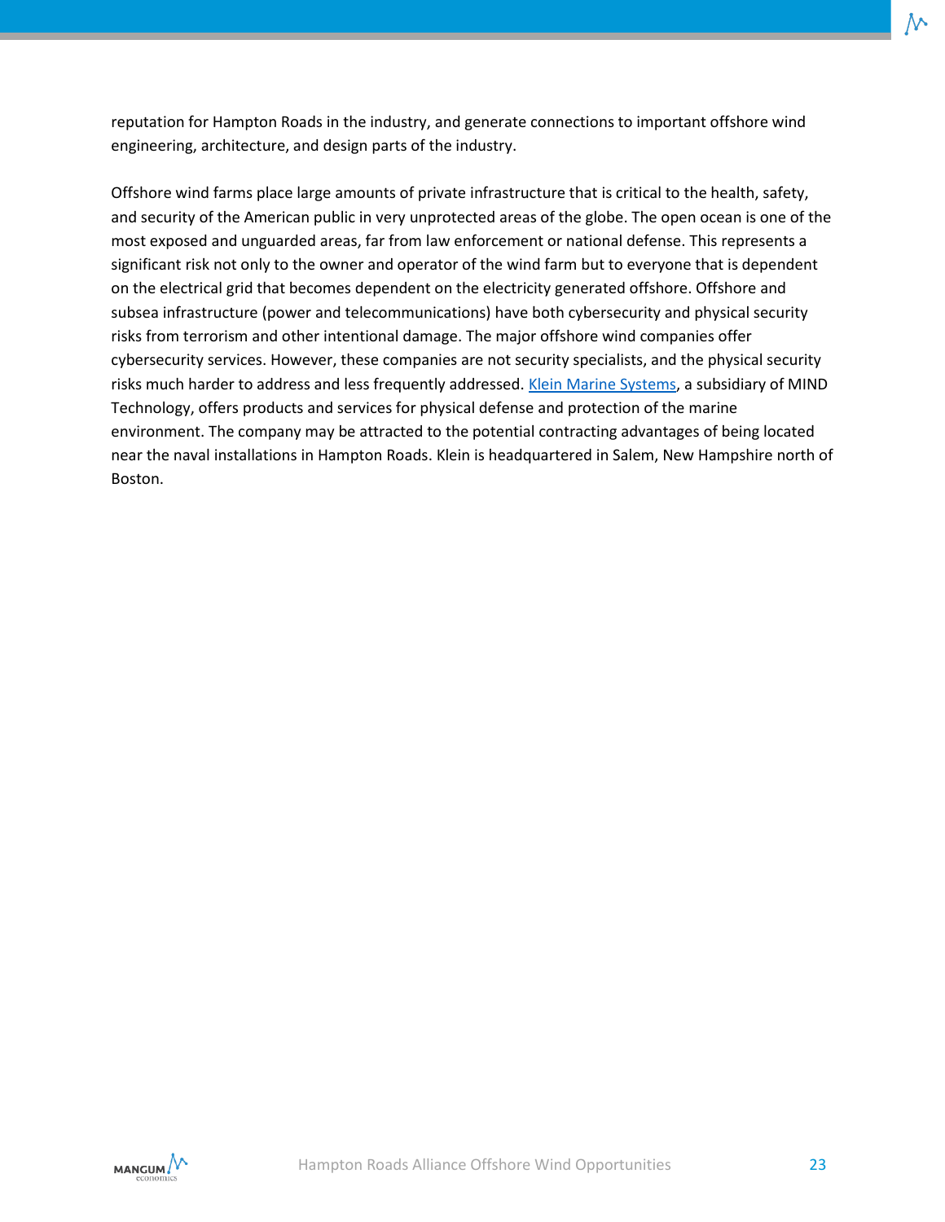reputation for Hampton Roads in the industry, and generate connections to important offshore wind engineering, architecture, and design parts of the industry.

Offshore wind farms place large amounts of private infrastructure that is critical to the health, safety, and security of the American public in very unprotected areas of the globe. The open ocean is one of the most exposed and unguarded areas, far from law enforcement or national defense. This represents a significant risk not only to the owner and operator of the wind farm but to everyone that is dependent on the electrical grid that becomes dependent on the electricity generated offshore. Offshore and subsea infrastructure (power and telecommunications) have both cybersecurity and physical security risks from terrorism and other intentional damage. The major offshore wind companies offer cybersecurity services. However, these companies are not security specialists, and the physical security risks much harder to address and less frequently addressed. Klein Marine Systems, a subsidiary of MIND Technology, offers products and services for physical defense and protection of the marine environment. The company may be attracted to the potential contracting advantages of being located near the naval installations in Hampton Roads. Klein is headquartered in Salem, New Hampshire north of Boston.